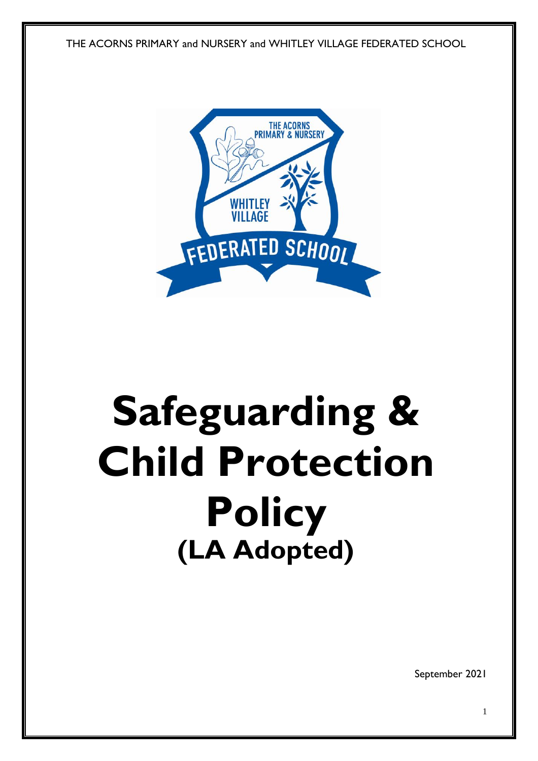THE ACORNS PRIMARY and NURSERY and WHITLEY VILLAGE FEDERATED SCHOOL

# Safeguarding & Child Protection Policy

## (LA Adopted)

September 2021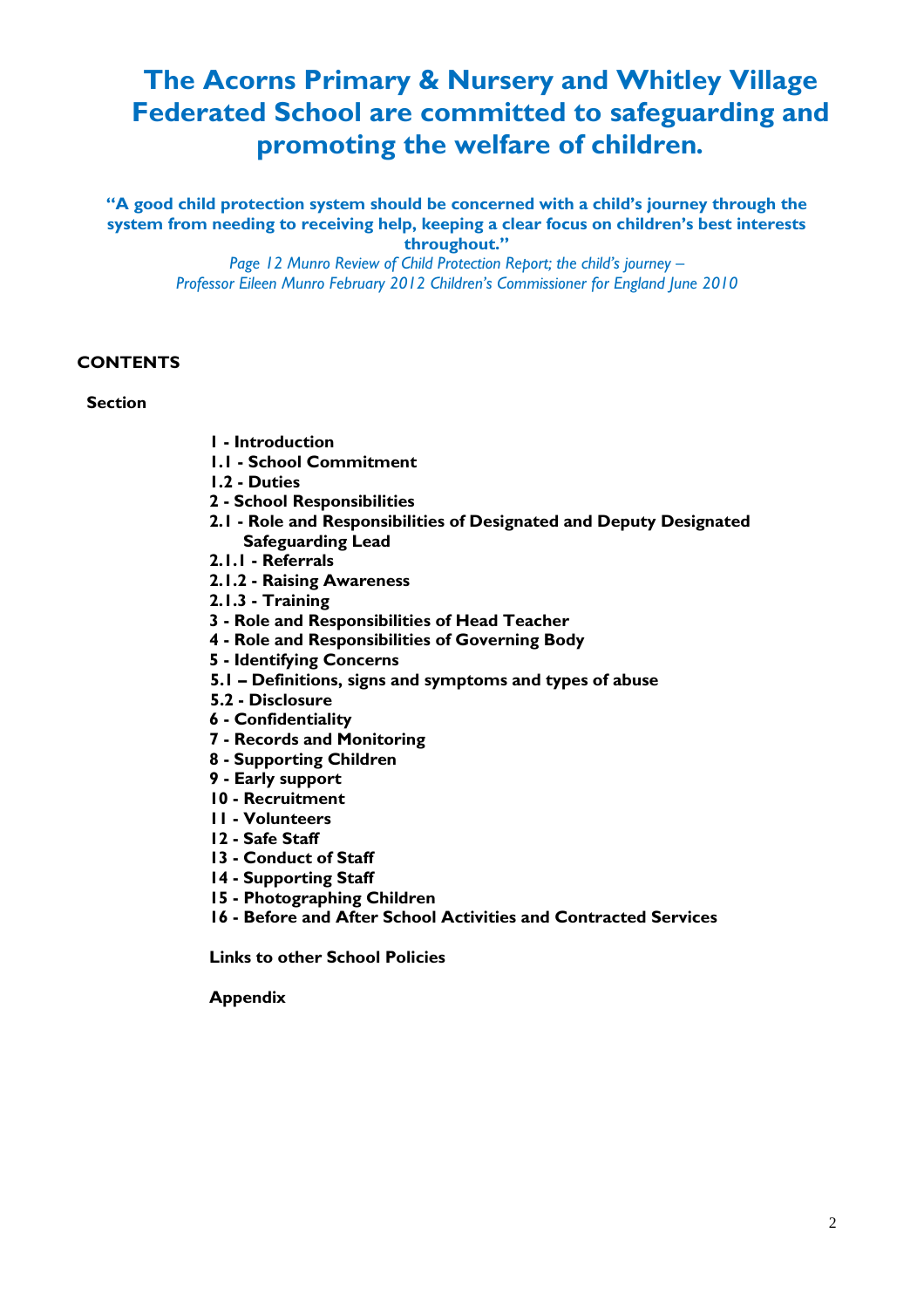# The Acorns Primary & Nursery and Whitley Village Federated School are committed to safeguarding and promoting the welfare of children.

**"A good child protection system should be concerned with a child's journey through the system from needing to receiving help, keeping a clear focus on children's best interests throughout."**

*Page 12 Munro Review of Child Protection Report; the child's journey – Professor Eileen Munro February 2012 Children's Commissioner for England June 2010*

## CONTENTS

**Section**

- **1 - Introduction**
- **1.1 - School Commitment**
- **1.2 - Duties**
- **2 - School Responsibilities**
- **2.1 - Role and Responsibilities of Designated and Deputy Designated Safeguarding Lead**
- **2.1.1 - Referrals**
- **2.1.2 - Raising Awareness**
- **2.1.3 - Training**
- **3 - Role and Responsibilities of Head Teacher**
- **4 - Role and Responsibilities of Governing Body**
- **5 - Identifying Concerns**
- **5.1 – Definitions, signs and symptoms and types of abuse**
- **5.2 - Disclosure**
- **6 - Confidentiality**
- **7 - Records and Monitoring**
- **8 - Supporting Children**
- **9 - Early support**
- **10 - Recruitment**
- **11 - Volunteers**
- **12 - Safe Staff**
- **13 - Conduct of Staff**
- **14 - Supporting Staff**
- **15 - Photographing Children**
- **16 - Before and After School Activities and Contracted Services**

**Links to other School Policies**

**Appendix**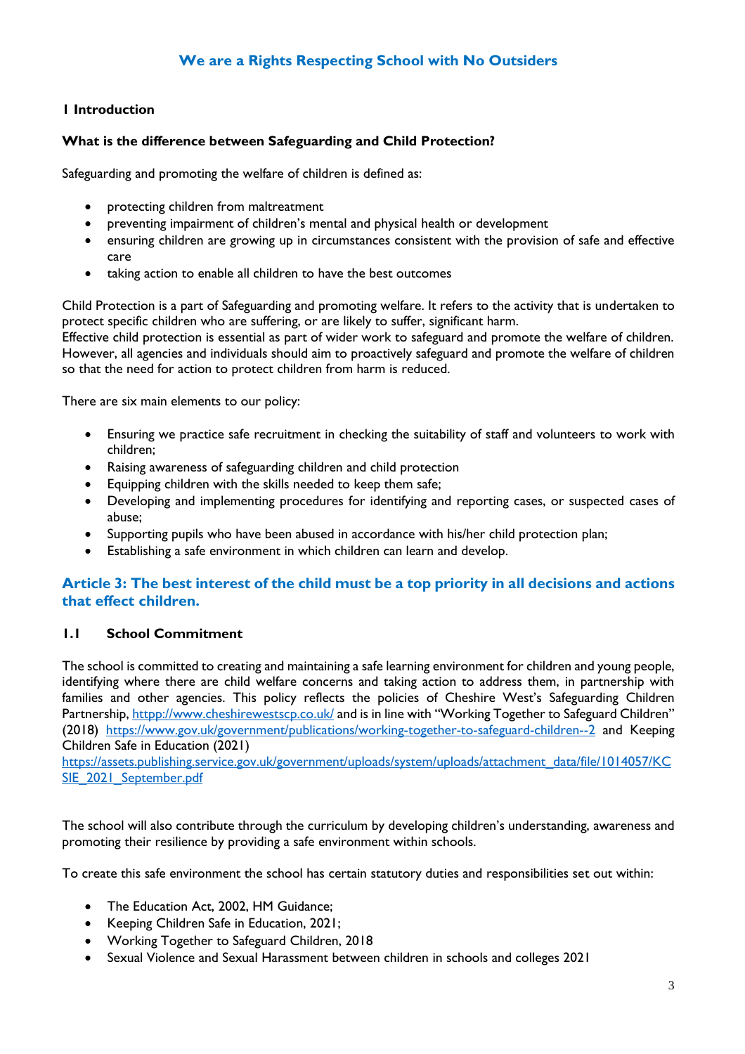## We are a Rights Respecting School with No Outsiders

## 1 Introduction

### What is the difference between Safeguarding and Child Protection?

Safeguarding and promoting the welfare of children is defined as:

- protecting children from maltreatment
- preventing impairment of children's mental and physical health or development
- ensuring children are growing up in circumstances consistent with the provision of safe and effective care
- taking action to enable all children to have the best outcomes

Child Protection is a part of Safeguarding and promoting welfare. It refers to the activity that is undertaken to protect specific children who are suffering, or are likely to suffer, significant harm.
Effective child protection is essential as part of wider work to safeguard and promote the welfare of children. However, all agencies and individuals should aim to proactively safeguard and promote the welfare of children so that the need for action to protect children from harm is reduced.

There are six main elements to our policy:

- Ensuring we practice safe recruitment in checking the suitability of staff and volunteers to work with children;
- Raising awareness of safeguarding children and child protection
- Equipping children with the skills needed to keep them safe;
- Developing and implementing procedures for identifying and reporting cases, or suspected cases of abuse;
- Supporting pupils who have been abused in accordance with his/her child protection plan;
- Establishing a safe environment in which children can learn and develop.

## Article 3: The best interest of the child must be a top priority in all decisions and actions that effect children.

### 1.1 School Commitment

The school is committed to creating and maintaining a safe learning environment for children and young people, identifying where there are child welfare concerns and taking action to address them, in partnership with families and other agencies. This policy reflects the policies of Cheshire West's Safeguarding Children Partnership, [httpp://www.cheshirewestscp.co.uk/](httpp://www.cheshirewestscp.co.uk/) and is in line with "Working Together to Safeguard Children" (2018) [https://www.gov.uk/government/publications/working-together-to-safeguard-children--2](https://www.gov.uk/government/publications/working-together-to-safeguard-children--2) and Keeping Children Safe in Education (2021)
[https://assets.publishing.service.gov.uk/government/uploads/system/uploads/attachment_data/file/1014057/KCSIE_2021_September.pdf](https://assets.publishing.service.gov.uk/government/uploads/system/uploads/attachment_data/file/1014057/KCSIE_2021_September.pdf)

The school will also contribute through the curriculum by developing children's understanding, awareness and promoting their resilience by providing a safe environment within schools.

To create this safe environment the school has certain statutory duties and responsibilities set out within:

- The Education Act, 2002, HM Guidance;
- Keeping Children Safe in Education, 2021;
- Working Together to Safeguard Children, 2018
- Sexual Violence and Sexual Harassment between children in schools and colleges 2021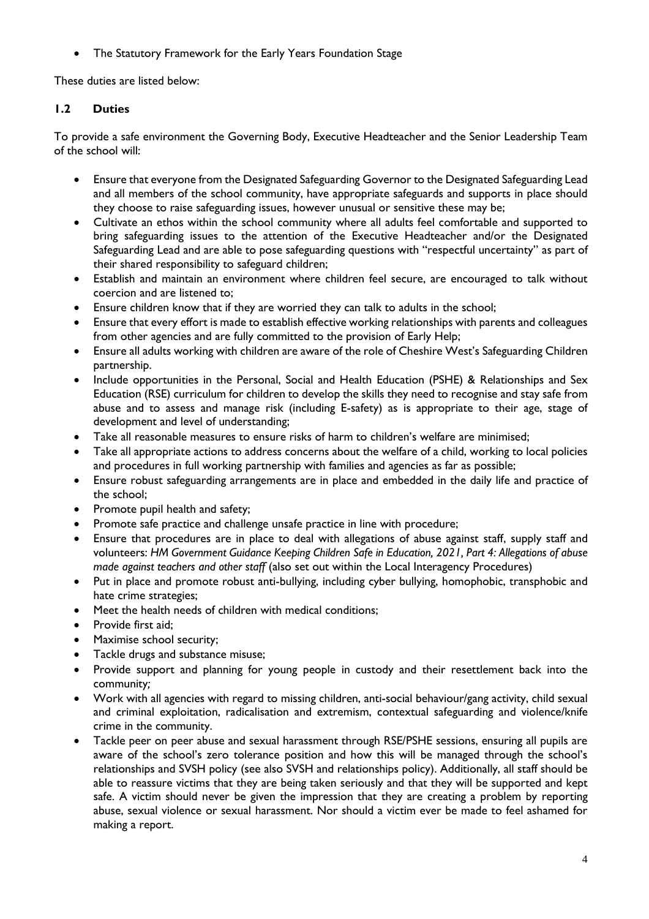- The Statutory Framework for the Early Years Foundation Stage

These duties are listed below:

### 1.2 Duties

To provide a safe environment the Governing Body, Executive Headteacher and the Senior Leadership Team of the school will:

- Ensure that everyone from the Designated Safeguarding Governor to the Designated Safeguarding Lead and all members of the school community, have appropriate safeguards and supports in place should they choose to raise safeguarding issues, however unusual or sensitive these may be;
- Cultivate an ethos within the school community where all adults feel comfortable and supported to bring safeguarding issues to the attention of the Executive Headteacher and/or the Designated Safeguarding Lead and are able to pose safeguarding questions with "respectful uncertainty" as part of their shared responsibility to safeguard children;
- Establish and maintain an environment where children feel secure, are encouraged to talk without coercion and are listened to;
- Ensure children know that if they are worried they can talk to adults in the school;
- Ensure that every effort is made to establish effective working relationships with parents and colleagues from other agencies and are fully committed to the provision of Early Help;
- Ensure all adults working with children are aware of the role of Cheshire West's Safeguarding Children partnership.
- Include opportunities in the Personal, Social and Health Education (PSHE) & Relationships and Sex Education (RSE) curriculum for children to develop the skills they need to recognise and stay safe from abuse and to assess and manage risk (including E-safety) as is appropriate to their age, stage of development and level of understanding;
- Take all reasonable measures to ensure risks of harm to children's welfare are minimised;
- Take all appropriate actions to address concerns about the welfare of a child, working to local policies and procedures in full working partnership with families and agencies as far as possible;
- Ensure robust safeguarding arrangements are in place and embedded in the daily life and practice of the school;
- Promote pupil health and safety;
- Promote safe practice and challenge unsafe practice in line with procedure;
- Ensure that procedures are in place to deal with allegations of abuse against staff, supply staff and volunteers: *HM Government Guidance Keeping Children Safe in Education, 2021, Part 4: Allegations of abuse made against teachers and other staff* (also set out within the Local Interagency Procedures)
- Put in place and promote robust anti-bullying, including cyber bullying, homophobic, transphobic and hate crime strategies;
- Meet the health needs of children with medical conditions;
- Provide first aid;
- Maximise school security;
- Tackle drugs and substance misuse;
- Provide support and planning for young people in custody and their resettlement back into the community;
- Work with all agencies with regard to missing children, anti-social behaviour/gang activity, child sexual and criminal exploitation, radicalisation and extremism, contextual safeguarding and violence/knife crime in the community.
- Tackle peer on peer abuse and sexual harassment through RSE/PSHE sessions, ensuring all pupils are aware of the school's zero tolerance position and how this will be managed through the school's relationships and SVSH policy (see also SVSH and relationships policy). Additionally, all staff should be able to reassure victims that they are being taken seriously and that they will be supported and kept safe. A victim should never be given the impression that they are creating a problem by reporting abuse, sexual violence or sexual harassment. Nor should a victim ever be made to feel ashamed for making a report.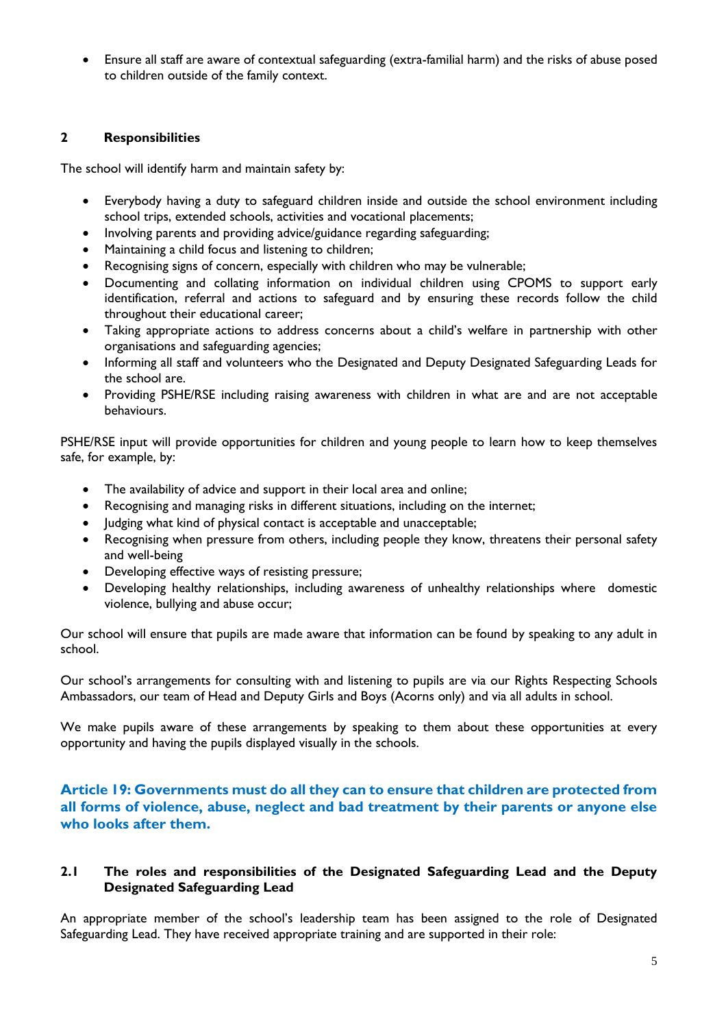- Ensure all staff are aware of contextual safeguarding (extra-familial harm) and the risks of abuse posed to children outside of the family context.

## 2 Responsibilities

The school will identify harm and maintain safety by:

- Everybody having a duty to safeguard children inside and outside the school environment including school trips, extended schools, activities and vocational placements;
- Involving parents and providing advice/guidance regarding safeguarding;
- Maintaining a child focus and listening to children;
- Recognising signs of concern, especially with children who may be vulnerable;
- Documenting and collating information on individual children using CPOMS to support early identification, referral and actions to safeguard and by ensuring these records follow the child throughout their educational career;
- Taking appropriate actions to address concerns about a child's welfare in partnership with other organisations and safeguarding agencies;
- Informing all staff and volunteers who the Designated and Deputy Designated Safeguarding Leads for the school are.
- Providing PSHE/RSE including raising awareness with children in what are and are not acceptable behaviours.

PSHE/RSE input will provide opportunities for children and young people to learn how to keep themselves safe, for example, by:

- The availability of advice and support in their local area and online;
- Recognising and managing risks in different situations, including on the internet;
- Judging what kind of physical contact is acceptable and unacceptable;
- Recognising when pressure from others, including people they know, threatens their personal safety and well-being
- Developing effective ways of resisting pressure;
- Developing healthy relationships, including awareness of unhealthy relationships where domestic violence, bullying and abuse occur;

Our school will ensure that pupils are made aware that information can be found by speaking to any adult in school.

Our school's arrangements for consulting with and listening to pupils are via our Rights Respecting Schools Ambassadors, our team of Head and Deputy Girls and Boys (Acorns only) and via all adults in school.

We make pupils aware of these arrangements by speaking to them about these opportunities at every opportunity and having the pupils displayed visually in the schools.

**Article 19: Governments must do all they can to ensure that children are protected from all forms of violence, abuse, neglect and bad treatment by their parents or anyone else who looks after them.**

### 2.1 The roles and responsibilities of the Designated Safeguarding Lead and the Deputy Designated Safeguarding Lead

An appropriate member of the school's leadership team has been assigned to the role of Designated Safeguarding Lead. They have received appropriate training and are supported in their role: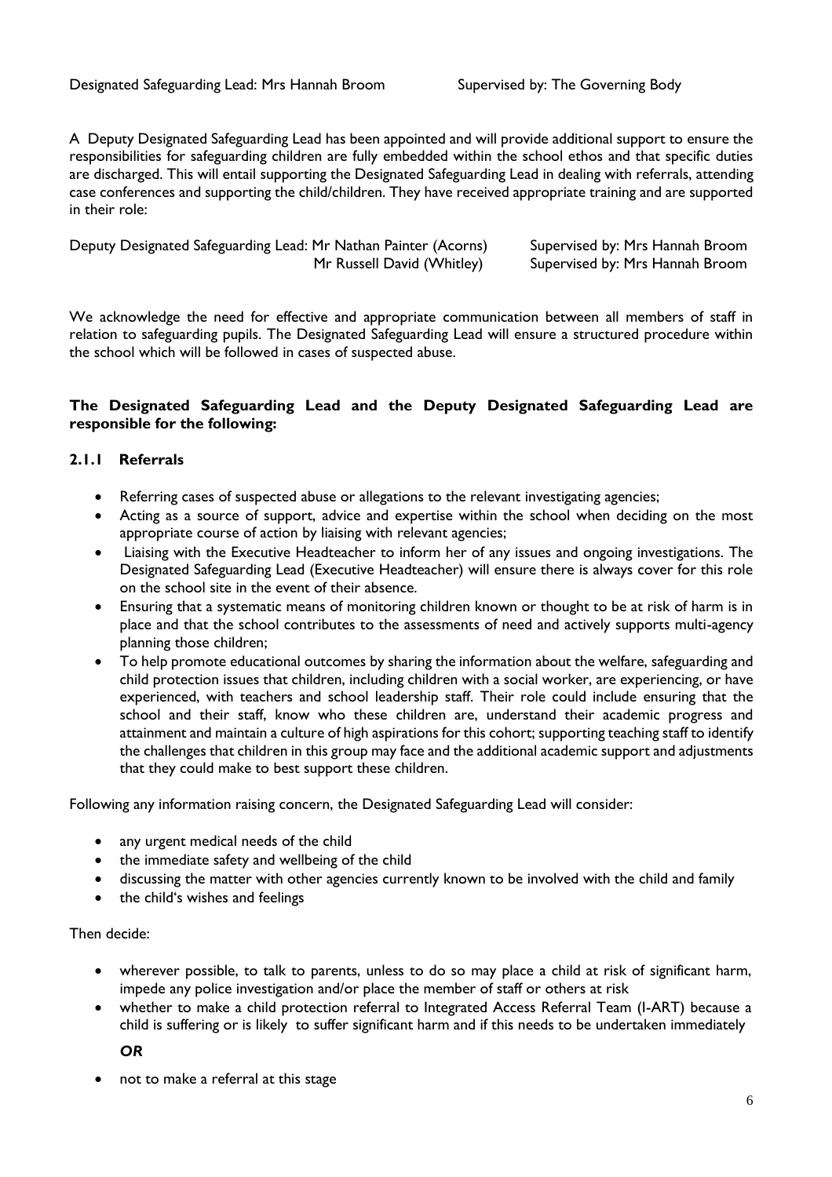Designated Safeguarding Lead: Mrs Hannah Broom Supervised by: The Governing Body

A Deputy Designated Safeguarding Lead has been appointed and will provide additional support to ensure the responsibilities for safeguarding children are fully embedded within the school ethos and that specific duties are discharged. This will entail supporting the Designated Safeguarding Lead in dealing with referrals, attending case conferences and supporting the child/children. They have received appropriate training and are supported in their role:

Deputy Designated Safeguarding Lead: Mr Nathan Painter (Acorns) Supervised by: Mrs Hannah Broom
Mr Russell David (Whitley) Supervised by: Mrs Hannah Broom

We acknowledge the need for effective and appropriate communication between all members of staff in relation to safeguarding pupils. The Designated Safeguarding Lead will ensure a structured procedure within the school which will be followed in cases of suspected abuse.

**The Designated Safeguarding Lead and the Deputy Designated Safeguarding Lead are responsible for the following:**

### 2.1.1 Referrals

- Referring cases of suspected abuse or allegations to the relevant investigating agencies;
- Acting as a source of support, advice and expertise within the school when deciding on the most appropriate course of action by liaising with relevant agencies;
- Liaising with the Executive Headteacher to inform her of any issues and ongoing investigations. The Designated Safeguarding Lead (Executive Headteacher) will ensure there is always cover for this role on the school site in the event of their absence.
- Ensuring that a systematic means of monitoring children known or thought to be at risk of harm is in place and that the school contributes to the assessments of need and actively supports multi-agency planning those children;
- To help promote educational outcomes by sharing the information about the welfare, safeguarding and child protection issues that children, including children with a social worker, are experiencing, or have experienced, with teachers and school leadership staff. Their role could include ensuring that the school and their staff, know who these children are, understand their academic progress and attainment and maintain a culture of high aspirations for this cohort; supporting teaching staff to identify the challenges that children in this group may face and the additional academic support and adjustments that they could make to best support these children.

Following any information raising concern, the Designated Safeguarding Lead will consider:

- any urgent medical needs of the child
- the immediate safety and wellbeing of the child
- discussing the matter with other agencies currently known to be involved with the child and family
- the child's wishes and feelings

Then decide:

- wherever possible, to talk to parents, unless to do so may place a child at risk of significant harm, impede any police investigation and/or place the member of staff or others at risk
- whether to make a child protection referral to Integrated Access Referral Team (I-ART) because a child is suffering or is likely to suffer significant harm and if this needs to be undertaken immediately

***OR***

- not to make a referral at this stage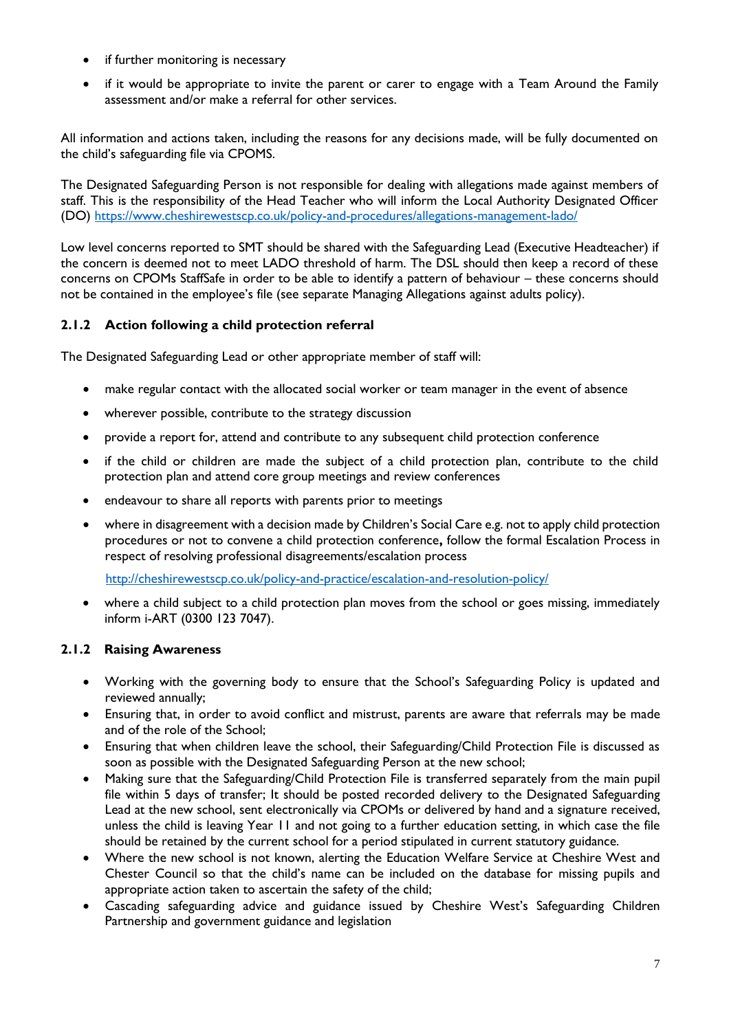- if further monitoring is necessary
- if it would be appropriate to invite the parent or carer to engage with a Team Around the Family assessment and/or make a referral for other services.

All information and actions taken, including the reasons for any decisions made, will be fully documented on the child's safeguarding file via CPOMS.

The Designated Safeguarding Person is not responsible for dealing with allegations made against members of staff. This is the responsibility of the Head Teacher who will inform the Local Authority Designated Officer (DO) https://www.cheshirewestscp.co.uk/policy-and-procedures/allegations-management-lado/

Low level concerns reported to SMT should be shared with the Safeguarding Lead (Executive Headteacher) if the concern is deemed not to meet LADO threshold of harm. The DSL should then keep a record of these concerns on CPOMs StaffSafe in order to be able to identify a pattern of behaviour – these concerns should not be contained in the employee's file (see separate Managing Allegations against adults policy).

### 2.1.2 Action following a child protection referral

The Designated Safeguarding Lead or other appropriate member of staff will:

- make regular contact with the allocated social worker or team manager in the event of absence
- wherever possible, contribute to the strategy discussion
- provide a report for, attend and contribute to any subsequent child protection conference
- if the child or children are made the subject of a child protection plan, contribute to the child protection plan and attend core group meetings and review conferences
- endeavour to share all reports with parents prior to meetings
- where in disagreement with a decision made by Children's Social Care e.g. not to apply child protection procedures or not to convene a child protection conference**,** follow the formal Escalation Process in respect of resolving professional disagreements/escalation process

  http://cheshirewestscp.co.uk/policy-and-practice/escalation-and-resolution-policy/
- where a child subject to a child protection plan moves from the school or goes missing, immediately inform i-ART (0300 123 7047).

### 2.1.2 Raising Awareness

- Working with the governing body to ensure that the School's Safeguarding Policy is updated and reviewed annually;
- Ensuring that, in order to avoid conflict and mistrust, parents are aware that referrals may be made and of the role of the School;
- Ensuring that when children leave the school, their Safeguarding/Child Protection File is discussed as soon as possible with the Designated Safeguarding Person at the new school;
- Making sure that the Safeguarding/Child Protection File is transferred separately from the main pupil file within 5 days of transfer; It should be posted recorded delivery to the Designated Safeguarding Lead at the new school, sent electronically via CPOMs or delivered by hand and a signature received, unless the child is leaving Year 11 and not going to a further education setting, in which case the file should be retained by the current school for a period stipulated in current statutory guidance.
- Where the new school is not known, alerting the Education Welfare Service at Cheshire West and Chester Council so that the child's name can be included on the database for missing pupils and appropriate action taken to ascertain the safety of the child;
- Cascading safeguarding advice and guidance issued by Cheshire West's Safeguarding Children Partnership and government guidance and legislation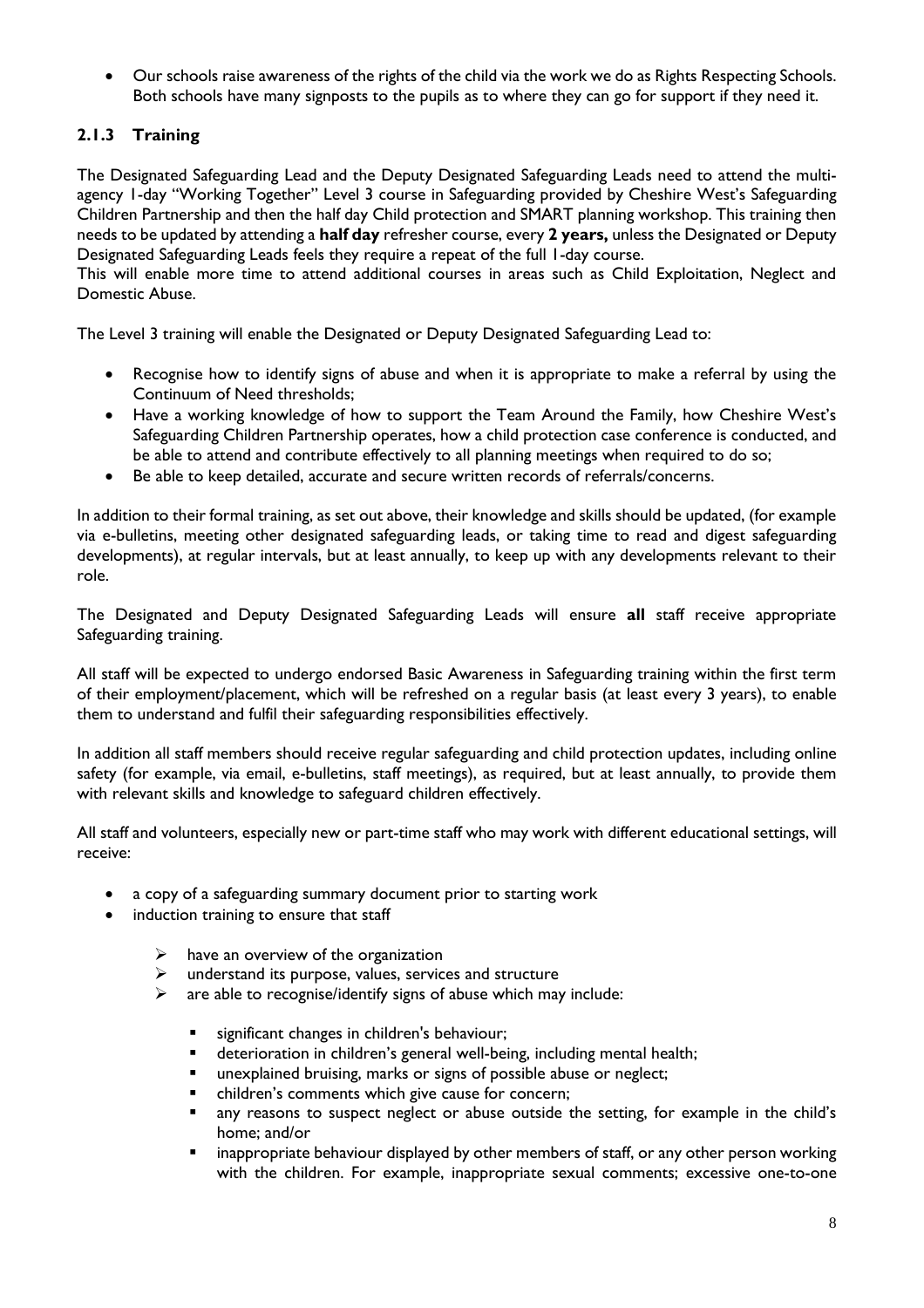- Our schools raise awareness of the rights of the child via the work we do as Rights Respecting Schools. Both schools have many signposts to the pupils as to where they can go for support if they need it.

### 2.1.3 Training

The Designated Safeguarding Lead and the Deputy Designated Safeguarding Leads need to attend the multi-agency 1-day "Working Together" Level 3 course in Safeguarding provided by Cheshire West's Safeguarding Children Partnership and then the half day Child protection and SMART planning workshop. This training then needs to be updated by attending a **half day** refresher course, every **2 years,** unless the Designated or Deputy Designated Safeguarding Leads feels they require a repeat of the full 1-day course.
This will enable more time to attend additional courses in areas such as Child Exploitation, Neglect and Domestic Abuse.

The Level 3 training will enable the Designated or Deputy Designated Safeguarding Lead to:

- Recognise how to identify signs of abuse and when it is appropriate to make a referral by using the Continuum of Need thresholds;
- Have a working knowledge of how to support the Team Around the Family, how Cheshire West's Safeguarding Children Partnership operates, how a child protection case conference is conducted, and be able to attend and contribute effectively to all planning meetings when required to do so;
- Be able to keep detailed, accurate and secure written records of referrals/concerns.

In addition to their formal training, as set out above, their knowledge and skills should be updated, (for example via e-bulletins, meeting other designated safeguarding leads, or taking time to read and digest safeguarding developments), at regular intervals, but at least annually, to keep up with any developments relevant to their role.

The Designated and Deputy Designated Safeguarding Leads will ensure **all** staff receive appropriate Safeguarding training.

All staff will be expected to undergo endorsed Basic Awareness in Safeguarding training within the first term of their employment/placement, which will be refreshed on a regular basis (at least every 3 years), to enable them to understand and fulfil their safeguarding responsibilities effectively.

In addition all staff members should receive regular safeguarding and child protection updates, including online safety (for example, via email, e-bulletins, staff meetings), as required, but at least annually, to provide them with relevant skills and knowledge to safeguard children effectively.

All staff and volunteers, especially new or part-time staff who may work with different educational settings, will receive:

- a copy of a safeguarding summary document prior to starting work
- induction training to ensure that staff
  - have an overview of the organization
  - understand its purpose, values, services and structure
  - are able to recognise/identify signs of abuse which may include:
    - significant changes in children's behaviour;
    - deterioration in children's general well-being, including mental health;
    - unexplained bruising, marks or signs of possible abuse or neglect;
    - children's comments which give cause for concern;
    - any reasons to suspect neglect or abuse outside the setting, for example in the child's home; and/or
    - inappropriate behaviour displayed by other members of staff, or any other person working with the children. For example, inappropriate sexual comments; excessive one-to-one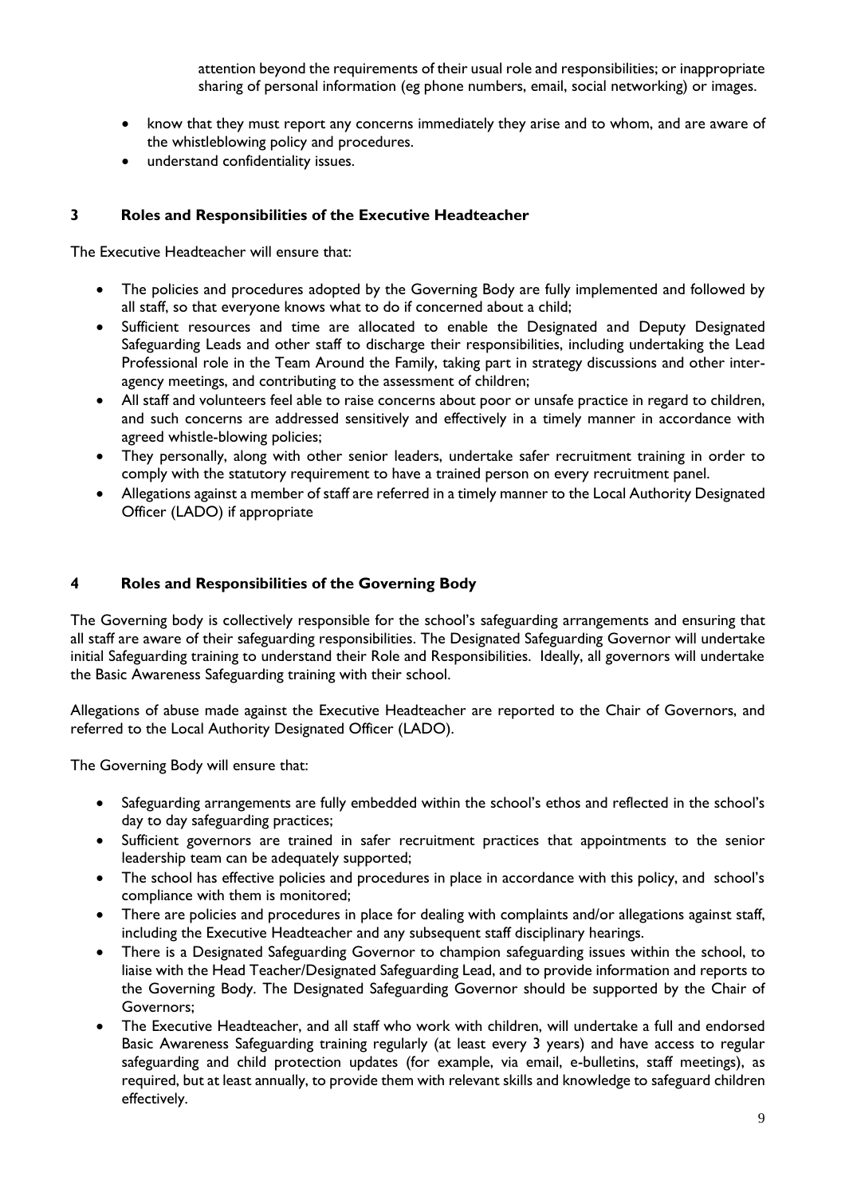attention beyond the requirements of their usual role and responsibilities; or inappropriate sharing of personal information (eg phone numbers, email, social networking) or images.

- know that they must report any concerns immediately they arise and to whom, and are aware of the whistleblowing policy and procedures.
- understand confidentiality issues.

## 3 Roles and Responsibilities of the Executive Headteacher

The Executive Headteacher will ensure that:

- The policies and procedures adopted by the Governing Body are fully implemented and followed by all staff, so that everyone knows what to do if concerned about a child;
- Sufficient resources and time are allocated to enable the Designated and Deputy Designated Safeguarding Leads and other staff to discharge their responsibilities, including undertaking the Lead Professional role in the Team Around the Family, taking part in strategy discussions and other inter-agency meetings, and contributing to the assessment of children;
- All staff and volunteers feel able to raise concerns about poor or unsafe practice in regard to children, and such concerns are addressed sensitively and effectively in a timely manner in accordance with agreed whistle-blowing policies;
- They personally, along with other senior leaders, undertake safer recruitment training in order to comply with the statutory requirement to have a trained person on every recruitment panel.
- Allegations against a member of staff are referred in a timely manner to the Local Authority Designated Officer (LADO) if appropriate

## 4 Roles and Responsibilities of the Governing Body

The Governing body is collectively responsible for the school's safeguarding arrangements and ensuring that all staff are aware of their safeguarding responsibilities. The Designated Safeguarding Governor will undertake initial Safeguarding training to understand their Role and Responsibilities. Ideally, all governors will undertake the Basic Awareness Safeguarding training with their school.

Allegations of abuse made against the Executive Headteacher are reported to the Chair of Governors, and referred to the Local Authority Designated Officer (LADO).

The Governing Body will ensure that:

- Safeguarding arrangements are fully embedded within the school's ethos and reflected in the school's day to day safeguarding practices;
- Sufficient governors are trained in safer recruitment practices that appointments to the senior leadership team can be adequately supported;
- The school has effective policies and procedures in place in accordance with this policy, and school's compliance with them is monitored;
- There are policies and procedures in place for dealing with complaints and/or allegations against staff, including the Executive Headteacher and any subsequent staff disciplinary hearings.
- There is a Designated Safeguarding Governor to champion safeguarding issues within the school, to liaise with the Head Teacher/Designated Safeguarding Lead, and to provide information and reports to the Governing Body. The Designated Safeguarding Governor should be supported by the Chair of Governors;
- The Executive Headteacher, and all staff who work with children, will undertake a full and endorsed Basic Awareness Safeguarding training regularly (at least every 3 years) and have access to regular safeguarding and child protection updates (for example, via email, e-bulletins, staff meetings), as required, but at least annually, to provide them with relevant skills and knowledge to safeguard children effectively.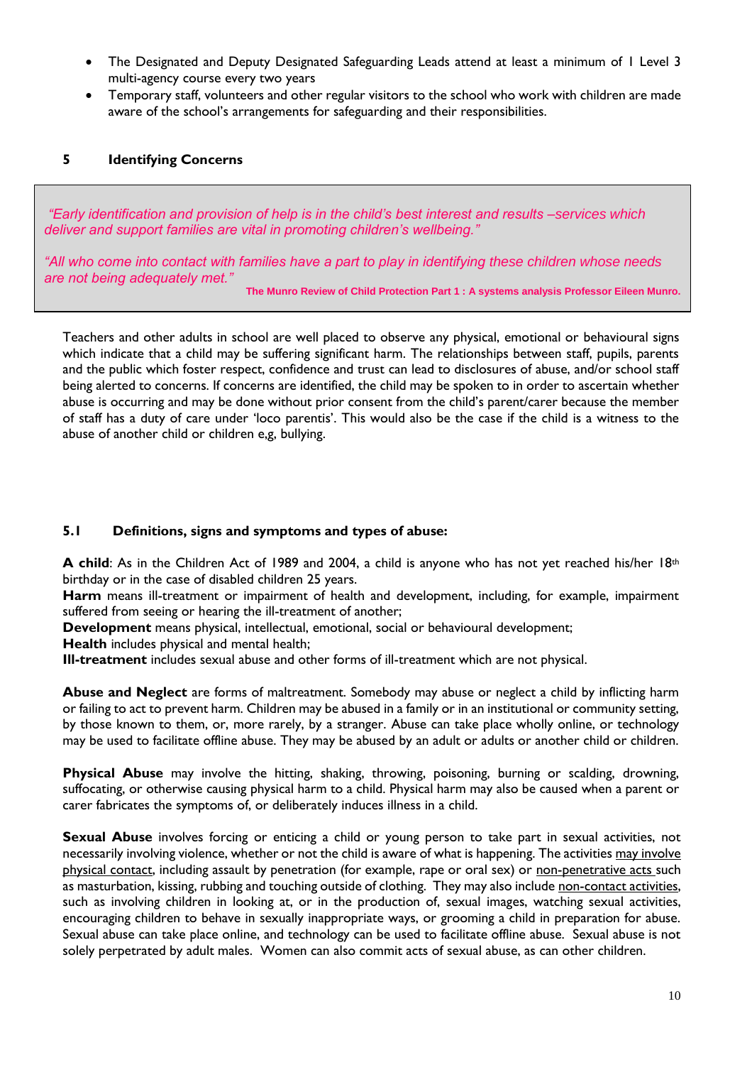- The Designated and Deputy Designated Safeguarding Leads attend at least a minimum of 1 Level 3 multi-agency course every two years
- Temporary staff, volunteers and other regular visitors to the school who work with children are made aware of the school's arrangements for safeguarding and their responsibilities.

## 5 Identifying Concerns

> *"Early identification and provision of help is in the child's best interest and results –services which deliver and support families are vital in promoting children's wellbeing."*
>
> *"All who come into contact with families have a part to play in identifying these children whose needs are not being adequately met."*
>
> **The Munro Review of Child Protection Part 1 : A systems analysis Professor Eileen Munro.**

Teachers and other adults in school are well placed to observe any physical, emotional or behavioural signs which indicate that a child may be suffering significant harm. The relationships between staff, pupils, parents and the public which foster respect, confidence and trust can lead to disclosures of abuse, and/or school staff being alerted to concerns. If concerns are identified, the child may be spoken to in order to ascertain whether abuse is occurring and may be done without prior consent from the child's parent/carer because the member of staff has a duty of care under 'loco parentis'. This would also be the case if the child is a witness to the abuse of another child or children e,g, bullying.

### 5.1 Definitions, signs and symptoms and types of abuse:

**A child**: As in the Children Act of 1989 and 2004, a child is anyone who has not yet reached his/her 18th birthday or in the case of disabled children 25 years.

**Harm** means ill-treatment or impairment of health and development, including, for example, impairment suffered from seeing or hearing the ill-treatment of another;

**Development** means physical, intellectual, emotional, social or behavioural development;

**Health** includes physical and mental health;

**Ill-treatment** includes sexual abuse and other forms of ill-treatment which are not physical.

**Abuse and Neglect** are forms of maltreatment. Somebody may abuse or neglect a child by inflicting harm or failing to act to prevent harm. Children may be abused in a family or in an institutional or community setting, by those known to them, or, more rarely, by a stranger. Abuse can take place wholly online, or technology may be used to facilitate offline abuse. They may be abused by an adult or adults or another child or children.

**Physical Abuse** may involve the hitting, shaking, throwing, poisoning, burning or scalding, drowning, suffocating, or otherwise causing physical harm to a child. Physical harm may also be caused when a parent or carer fabricates the symptoms of, or deliberately induces illness in a child.

**Sexual Abuse** involves forcing or enticing a child or young person to take part in sexual activities, not necessarily involving violence, whether or not the child is aware of what is happening. The activities may involve physical contact, including assault by penetration (for example, rape or oral sex) or non-penetrative acts such as masturbation, kissing, rubbing and touching outside of clothing. They may also include non-contact activities, such as involving children in looking at, or in the production of, sexual images, watching sexual activities, encouraging children to behave in sexually inappropriate ways, or grooming a child in preparation for abuse. Sexual abuse can take place online, and technology can be used to facilitate offline abuse. Sexual abuse is not solely perpetrated by adult males. Women can also commit acts of sexual abuse, as can other children.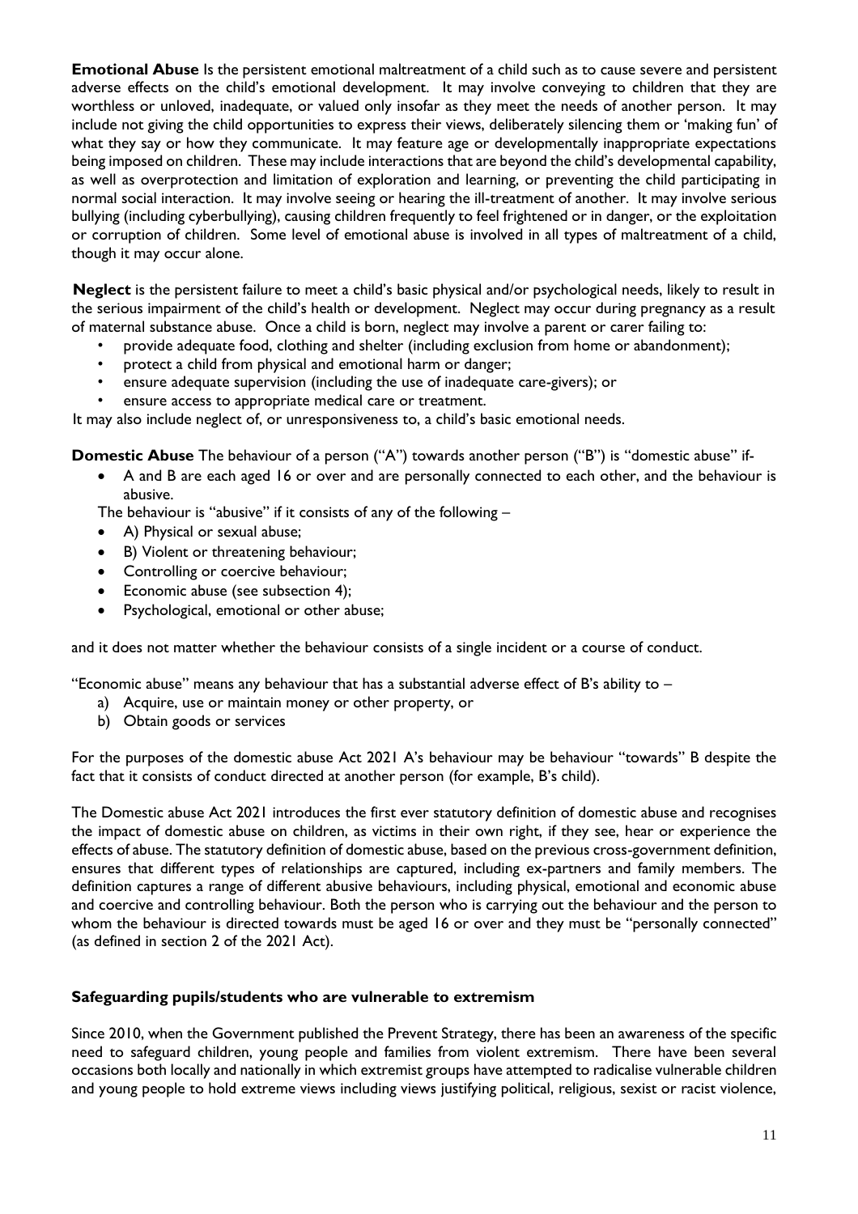**Emotional Abuse** Is the persistent emotional maltreatment of a child such as to cause severe and persistent adverse effects on the child's emotional development. It may involve conveying to children that they are worthless or unloved, inadequate, or valued only insofar as they meet the needs of another person. It may include not giving the child opportunities to express their views, deliberately silencing them or 'making fun' of what they say or how they communicate. It may feature age or developmentally inappropriate expectations being imposed on children. These may include interactions that are beyond the child's developmental capability, as well as overprotection and limitation of exploration and learning, or preventing the child participating in normal social interaction. It may involve seeing or hearing the ill-treatment of another. It may involve serious bullying (including cyberbullying), causing children frequently to feel frightened or in danger, or the exploitation or corruption of children. Some level of emotional abuse is involved in all types of maltreatment of a child, though it may occur alone.

**Neglect** is the persistent failure to meet a child's basic physical and/or psychological needs, likely to result in the serious impairment of the child's health or development. Neglect may occur during pregnancy as a result of maternal substance abuse. Once a child is born, neglect may involve a parent or carer failing to:

- provide adequate food, clothing and shelter (including exclusion from home or abandonment);
- protect a child from physical and emotional harm or danger;
- ensure adequate supervision (including the use of inadequate care-givers); or
- ensure access to appropriate medical care or treatment.

It may also include neglect of, or unresponsiveness to, a child's basic emotional needs.

**Domestic Abuse** The behaviour of a person ("A") towards another person ("B") is "domestic abuse" if-

- A and B are each aged 16 or over and are personally connected to each other, and the behaviour is abusive.

The behaviour is "abusive" if it consists of any of the following –

- A) Physical or sexual abuse;
- B) Violent or threatening behaviour;
- Controlling or coercive behaviour;
- Economic abuse (see subsection 4);
- Psychological, emotional or other abuse;

and it does not matter whether the behaviour consists of a single incident or a course of conduct.

"Economic abuse" means any behaviour that has a substantial adverse effect of B's ability to –

a) Acquire, use or maintain money or other property, or
b) Obtain goods or services

For the purposes of the domestic abuse Act 2021 A's behaviour may be behaviour "towards" B despite the fact that it consists of conduct directed at another person (for example, B's child).

The Domestic abuse Act 2021 introduces the first ever statutory definition of domestic abuse and recognises the impact of domestic abuse on children, as victims in their own right, if they see, hear or experience the effects of abuse. The statutory definition of domestic abuse, based on the previous cross-government definition, ensures that different types of relationships are captured, including ex-partners and family members. The definition captures a range of different abusive behaviours, including physical, emotional and economic abuse and coercive and controlling behaviour. Both the person who is carrying out the behaviour and the person to whom the behaviour is directed towards must be aged 16 or over and they must be "personally connected" (as defined in section 2 of the 2021 Act).

**Safeguarding pupils/students who are vulnerable to extremism**

Since 2010, when the Government published the Prevent Strategy, there has been an awareness of the specific need to safeguard children, young people and families from violent extremism. There have been several occasions both locally and nationally in which extremist groups have attempted to radicalise vulnerable children and young people to hold extreme views including views justifying political, religious, sexist or racist violence,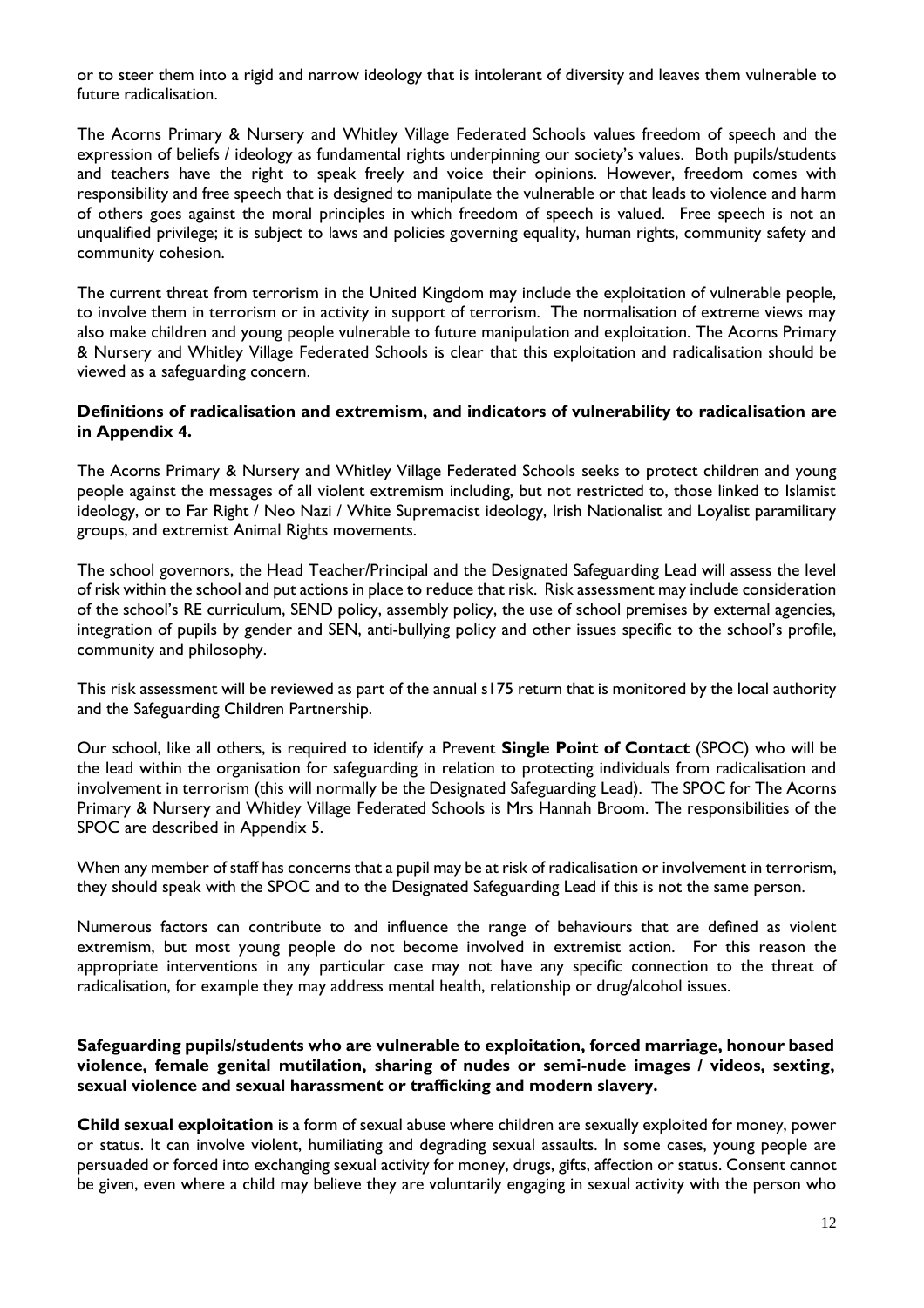or to steer them into a rigid and narrow ideology that is intolerant of diversity and leaves them vulnerable to future radicalisation.

The Acorns Primary & Nursery and Whitley Village Federated Schools values freedom of speech and the expression of beliefs / ideology as fundamental rights underpinning our society's values. Both pupils/students and teachers have the right to speak freely and voice their opinions. However, freedom comes with responsibility and free speech that is designed to manipulate the vulnerable or that leads to violence and harm of others goes against the moral principles in which freedom of speech is valued. Free speech is not an unqualified privilege; it is subject to laws and policies governing equality, human rights, community safety and community cohesion.

The current threat from terrorism in the United Kingdom may include the exploitation of vulnerable people, to involve them in terrorism or in activity in support of terrorism. The normalisation of extreme views may also make children and young people vulnerable to future manipulation and exploitation. The Acorns Primary & Nursery and Whitley Village Federated Schools is clear that this exploitation and radicalisation should be viewed as a safeguarding concern.

**Definitions of radicalisation and extremism, and indicators of vulnerability to radicalisation are in Appendix 4.**

The Acorns Primary & Nursery and Whitley Village Federated Schools seeks to protect children and young people against the messages of all violent extremism including, but not restricted to, those linked to Islamist ideology, or to Far Right / Neo Nazi / White Supremacist ideology, Irish Nationalist and Loyalist paramilitary groups, and extremist Animal Rights movements.

The school governors, the Head Teacher/Principal and the Designated Safeguarding Lead will assess the level of risk within the school and put actions in place to reduce that risk. Risk assessment may include consideration of the school's RE curriculum, SEND policy, assembly policy, the use of school premises by external agencies, integration of pupils by gender and SEN, anti-bullying policy and other issues specific to the school's profile, community and philosophy.

This risk assessment will be reviewed as part of the annual s175 return that is monitored by the local authority and the Safeguarding Children Partnership.

Our school, like all others, is required to identify a Prevent **Single Point of Contact** (SPOC) who will be the lead within the organisation for safeguarding in relation to protecting individuals from radicalisation and involvement in terrorism (this will normally be the Designated Safeguarding Lead). The SPOC for The Acorns Primary & Nursery and Whitley Village Federated Schools is Mrs Hannah Broom. The responsibilities of the SPOC are described in Appendix 5.

When any member of staff has concerns that a pupil may be at risk of radicalisation or involvement in terrorism, they should speak with the SPOC and to the Designated Safeguarding Lead if this is not the same person.

Numerous factors can contribute to and influence the range of behaviours that are defined as violent extremism, but most young people do not become involved in extremist action. For this reason the appropriate interventions in any particular case may not have any specific connection to the threat of radicalisation, for example they may address mental health, relationship or drug/alcohol issues.

**Safeguarding pupils/students who are vulnerable to exploitation, forced marriage, honour based violence, female genital mutilation, sharing of nudes or semi-nude images / videos, sexting, sexual violence and sexual harassment or trafficking and modern slavery.**

**Child sexual exploitation** is a form of sexual abuse where children are sexually exploited for money, power or status. It can involve violent, humiliating and degrading sexual assaults. In some cases, young people are persuaded or forced into exchanging sexual activity for money, drugs, gifts, affection or status. Consent cannot be given, even where a child may believe they are voluntarily engaging in sexual activity with the person who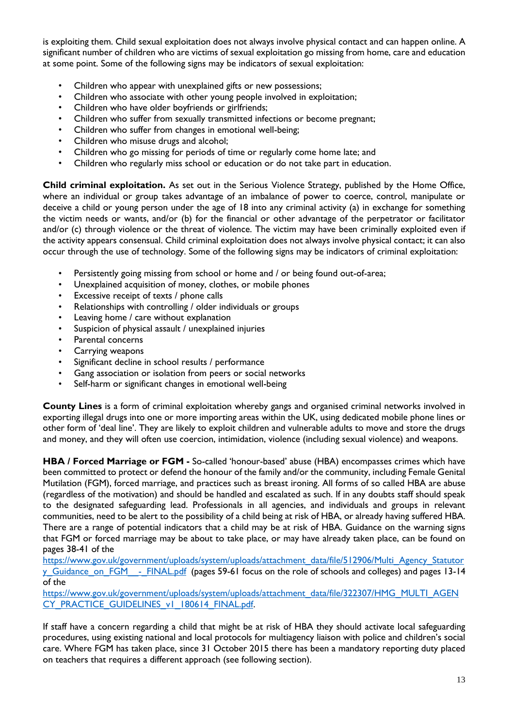is exploiting them. Child sexual exploitation does not always involve physical contact and can happen online. A significant number of children who are victims of sexual exploitation go missing from home, care and education at some point. Some of the following signs may be indicators of sexual exploitation:

- Children who appear with unexplained gifts or new possessions;
- Children who associate with other young people involved in exploitation;
- Children who have older boyfriends or girlfriends;
- Children who suffer from sexually transmitted infections or become pregnant;
- Children who suffer from changes in emotional well-being;
- Children who misuse drugs and alcohol;
- Children who go missing for periods of time or regularly come home late; and
- Children who regularly miss school or education or do not take part in education.

**Child criminal exploitation.** As set out in the Serious Violence Strategy, published by the Home Office, where an individual or group takes advantage of an imbalance of power to coerce, control, manipulate or deceive a child or young person under the age of 18 into any criminal activity (a) in exchange for something the victim needs or wants, and/or (b) for the financial or other advantage of the perpetrator or facilitator and/or (c) through violence or the threat of violence. The victim may have been criminally exploited even if the activity appears consensual. Child criminal exploitation does not always involve physical contact; it can also occur through the use of technology. Some of the following signs may be indicators of criminal exploitation:

- Persistently going missing from school or home and / or being found out-of-area;
- Unexplained acquisition of money, clothes, or mobile phones
- Excessive receipt of texts / phone calls
- Relationships with controlling / older individuals or groups
- Leaving home / care without explanation
- Suspicion of physical assault / unexplained injuries
- Parental concerns
- Carrying weapons
- Significant decline in school results / performance
- Gang association or isolation from peers or social networks
- Self-harm or significant changes in emotional well-being

**County Lines** is a form of criminal exploitation whereby gangs and organised criminal networks involved in exporting illegal drugs into one or more importing areas within the UK, using dedicated mobile phone lines or other form of 'deal line'. They are likely to exploit children and vulnerable adults to move and store the drugs and money, and they will often use coercion, intimidation, violence (including sexual violence) and weapons.

**HBA / Forced Marriage or FGM -** So-called 'honour-based' abuse (HBA) encompasses crimes which have been committed to protect or defend the honour of the family and/or the community, including Female Genital Mutilation (FGM), forced marriage, and practices such as breast ironing. All forms of so called HBA are abuse (regardless of the motivation) and should be handled and escalated as such. If in any doubts staff should speak to the designated safeguarding lead. Professionals in all agencies, and individuals and groups in relevant communities, need to be alert to the possibility of a child being at risk of HBA, or already having suffered HBA. There are a range of potential indicators that a child may be at risk of HBA. Guidance on the warning signs that FGM or forced marriage may be about to take place, or may have already taken place, can be found on pages 38-41 of the https://www.gov.uk/government/uploads/system/uploads/attachment_data/file/512906/Multi_Agency_Statutory_Guidance_on_FGM__-_FINAL.pdf (pages 59-61 focus on the role of schools and colleges) and pages 13-14 of the https://www.gov.uk/government/uploads/system/uploads/attachment_data/file/322307/HMG_MULTI_AGENCY_PRACTICE_GUIDELINES_v1_180614_FINAL.pdf.

If staff have a concern regarding a child that might be at risk of HBA they should activate local safeguarding procedures, using existing national and local protocols for multiagency liaison with police and children's social care. Where FGM has taken place, since 31 October 2015 there has been a mandatory reporting duty placed on teachers that requires a different approach (see following section).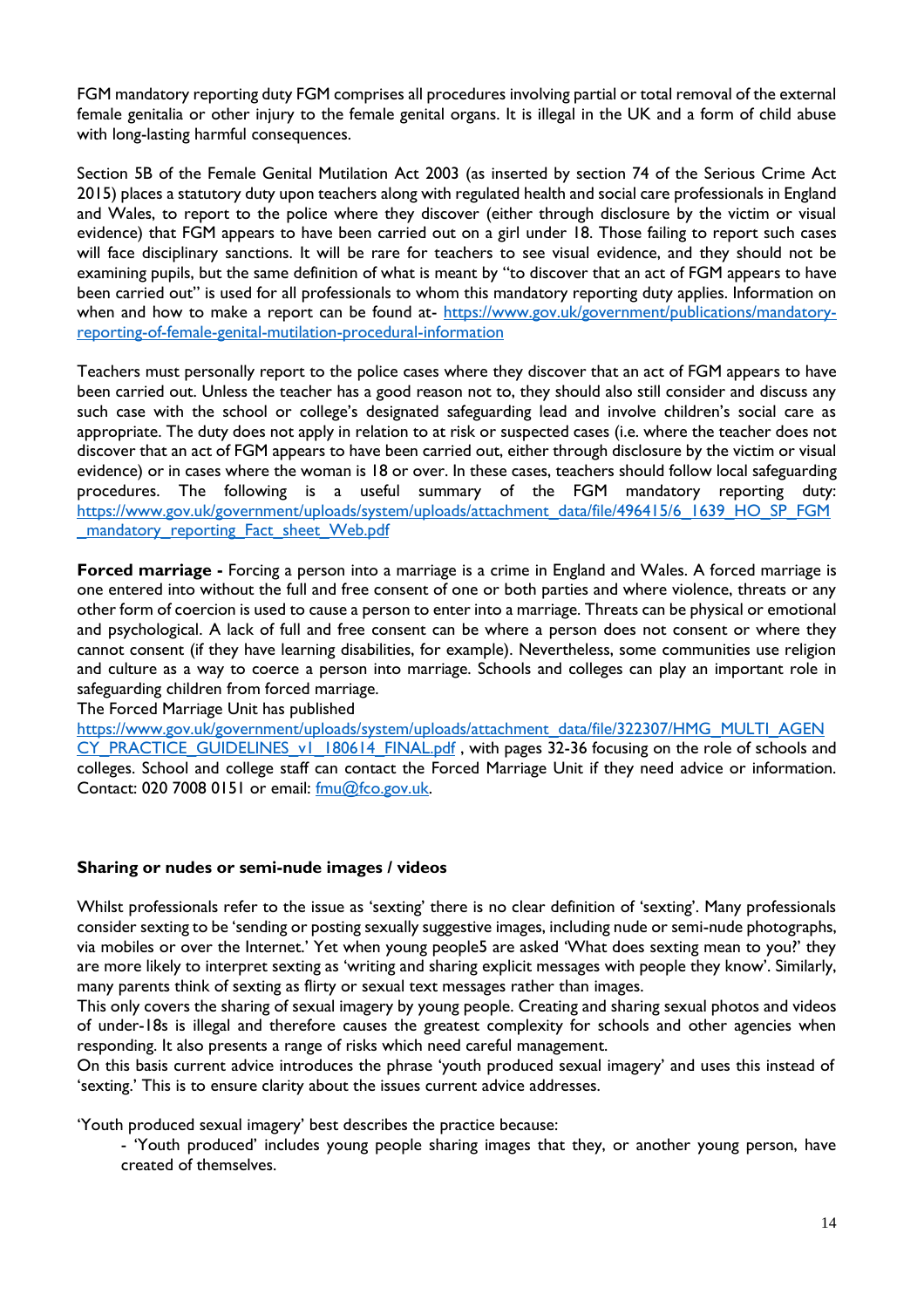FGM mandatory reporting duty FGM comprises all procedures involving partial or total removal of the external female genitalia or other injury to the female genital organs. It is illegal in the UK and a form of child abuse with long-lasting harmful consequences.

Section 5B of the Female Genital Mutilation Act 2003 (as inserted by section 74 of the Serious Crime Act 2015) places a statutory duty upon teachers along with regulated health and social care professionals in England and Wales, to report to the police where they discover (either through disclosure by the victim or visual evidence) that FGM appears to have been carried out on a girl under 18. Those failing to report such cases will face disciplinary sanctions. It will be rare for teachers to see visual evidence, and they should not be examining pupils, but the same definition of what is meant by "to discover that an act of FGM appears to have been carried out" is used for all professionals to whom this mandatory reporting duty applies. Information on when and how to make a report can be found at- [https://www.gov.uk/government/publications/mandatory-reporting-of-female-genital-mutilation-procedural-information](https://www.gov.uk/government/publications/mandatory-reporting-of-female-genital-mutilation-procedural-information)

Teachers must personally report to the police cases where they discover that an act of FGM appears to have been carried out. Unless the teacher has a good reason not to, they should also still consider and discuss any such case with the school or college's designated safeguarding lead and involve children's social care as appropriate. The duty does not apply in relation to at risk or suspected cases (i.e. where the teacher does not discover that an act of FGM appears to have been carried out, either through disclosure by the victim or visual evidence) or in cases where the woman is 18 or over. In these cases, teachers should follow local safeguarding procedures. The following is a useful summary of the FGM mandatory reporting duty: [https://www.gov.uk/government/uploads/system/uploads/attachment_data/file/496415/6_1639_HO_SP_FGM_mandatory_reporting_Fact_sheet_Web.pdf](https://www.gov.uk/government/uploads/system/uploads/attachment_data/file/496415/6_1639_HO_SP_FGM_mandatory_reporting_Fact_sheet_Web.pdf)

**Forced marriage -** Forcing a person into a marriage is a crime in England and Wales. A forced marriage is one entered into without the full and free consent of one or both parties and where violence, threats or any other form of coercion is used to cause a person to enter into a marriage. Threats can be physical or emotional and psychological. A lack of full and free consent can be where a person does not consent or where they cannot consent (if they have learning disabilities, for example). Nevertheless, some communities use religion and culture as a way to coerce a person into marriage. Schools and colleges can play an important role in safeguarding children from forced marriage.
The Forced Marriage Unit has published [https://www.gov.uk/government/uploads/system/uploads/attachment_data/file/322307/HMG_MULTI_AGENCY_PRACTICE_GUIDELINES_v1_180614_FINAL.pdf](https://www.gov.uk/government/uploads/system/uploads/attachment_data/file/322307/HMG_MULTI_AGENCY_PRACTICE_GUIDELINES_v1_180614_FINAL.pdf) , with pages 32-36 focusing on the role of schools and colleges. School and college staff can contact the Forced Marriage Unit if they need advice or information. Contact: 020 7008 0151 or email: [fmu@fco.gov.uk](mailto:fmu@fco.gov.uk).

**Sharing or nudes or semi-nude images / videos**

Whilst professionals refer to the issue as 'sexting' there is no clear definition of 'sexting'. Many professionals consider sexting to be 'sending or posting sexually suggestive images, including nude or semi-nude photographs, via mobiles or over the Internet.' Yet when young people5 are asked 'What does sexting mean to you?' they are more likely to interpret sexting as 'writing and sharing explicit messages with people they know'. Similarly, many parents think of sexting as flirty or sexual text messages rather than images.
This only covers the sharing of sexual imagery by young people. Creating and sharing sexual photos and videos of under-18s is illegal and therefore causes the greatest complexity for schools and other agencies when responding. It also presents a range of risks which need careful management.
On this basis current advice introduces the phrase 'youth produced sexual imagery' and uses this instead of 'sexting.' This is to ensure clarity about the issues current advice addresses.

'Youth produced sexual imagery' best describes the practice because:

- 'Youth produced' includes young people sharing images that they, or another young person, have created of themselves.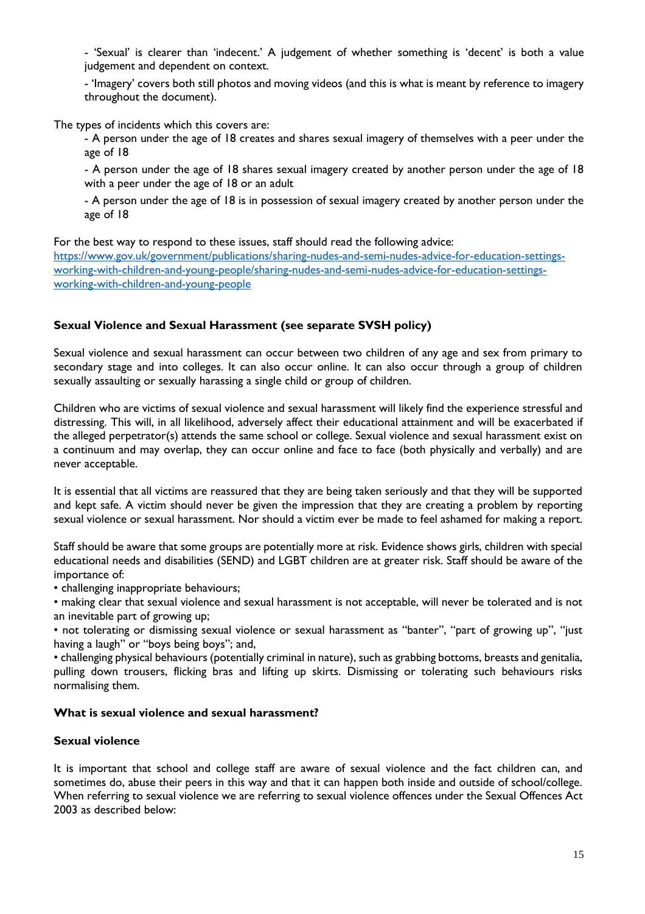- 'Sexual' is clearer than 'indecent.' A judgement of whether something is 'decent' is both a value judgement and dependent on context.

- 'Imagery' covers both still photos and moving videos (and this is what is meant by reference to imagery throughout the document).

The types of incidents which this covers are:

- A person under the age of 18 creates and shares sexual imagery of themselves with a peer under the age of 18

- A person under the age of 18 shares sexual imagery created by another person under the age of 18 with a peer under the age of 18 or an adult

- A person under the age of 18 is in possession of sexual imagery created by another person under the age of 18

For the best way to respond to these issues, staff should read the following advice:
[https://www.gov.uk/government/publications/sharing-nudes-and-semi-nudes-advice-for-education-settings-working-with-children-and-young-people/sharing-nudes-and-semi-nudes-advice-for-education-settings-working-with-children-and-young-people](https://www.gov.uk/government/publications/sharing-nudes-and-semi-nudes-advice-for-education-settings-working-with-children-and-young-people/sharing-nudes-and-semi-nudes-advice-for-education-settings-working-with-children-and-young-people)

**Sexual Violence and Sexual Harassment (see separate SVSH policy)**

Sexual violence and sexual harassment can occur between two children of any age and sex from primary to secondary stage and into colleges. It can also occur online. It can also occur through a group of children sexually assaulting or sexually harassing a single child or group of children.

Children who are victims of sexual violence and sexual harassment will likely find the experience stressful and distressing. This will, in all likelihood, adversely affect their educational attainment and will be exacerbated if the alleged perpetrator(s) attends the same school or college. Sexual violence and sexual harassment exist on a continuum and may overlap, they can occur online and face to face (both physically and verbally) and are never acceptable.

It is essential that all victims are reassured that they are being taken seriously and that they will be supported and kept safe. A victim should never be given the impression that they are creating a problem by reporting sexual violence or sexual harassment. Nor should a victim ever be made to feel ashamed for making a report.

Staff should be aware that some groups are potentially more at risk. Evidence shows girls, children with special educational needs and disabilities (SEND) and LGBT children are at greater risk. Staff should be aware of the importance of:

• challenging inappropriate behaviours;

• making clear that sexual violence and sexual harassment is not acceptable, will never be tolerated and is not an inevitable part of growing up;

• not tolerating or dismissing sexual violence or sexual harassment as "banter", "part of growing up", "just having a laugh" or "boys being boys"; and,

• challenging physical behaviours (potentially criminal in nature), such as grabbing bottoms, breasts and genitalia, pulling down trousers, flicking bras and lifting up skirts. Dismissing or tolerating such behaviours risks normalising them.

**What is sexual violence and sexual harassment?**

**Sexual violence**

It is important that school and college staff are aware of sexual violence and the fact children can, and sometimes do, abuse their peers in this way and that it can happen both inside and outside of school/college. When referring to sexual violence we are referring to sexual violence offences under the Sexual Offences Act 2003 as described below: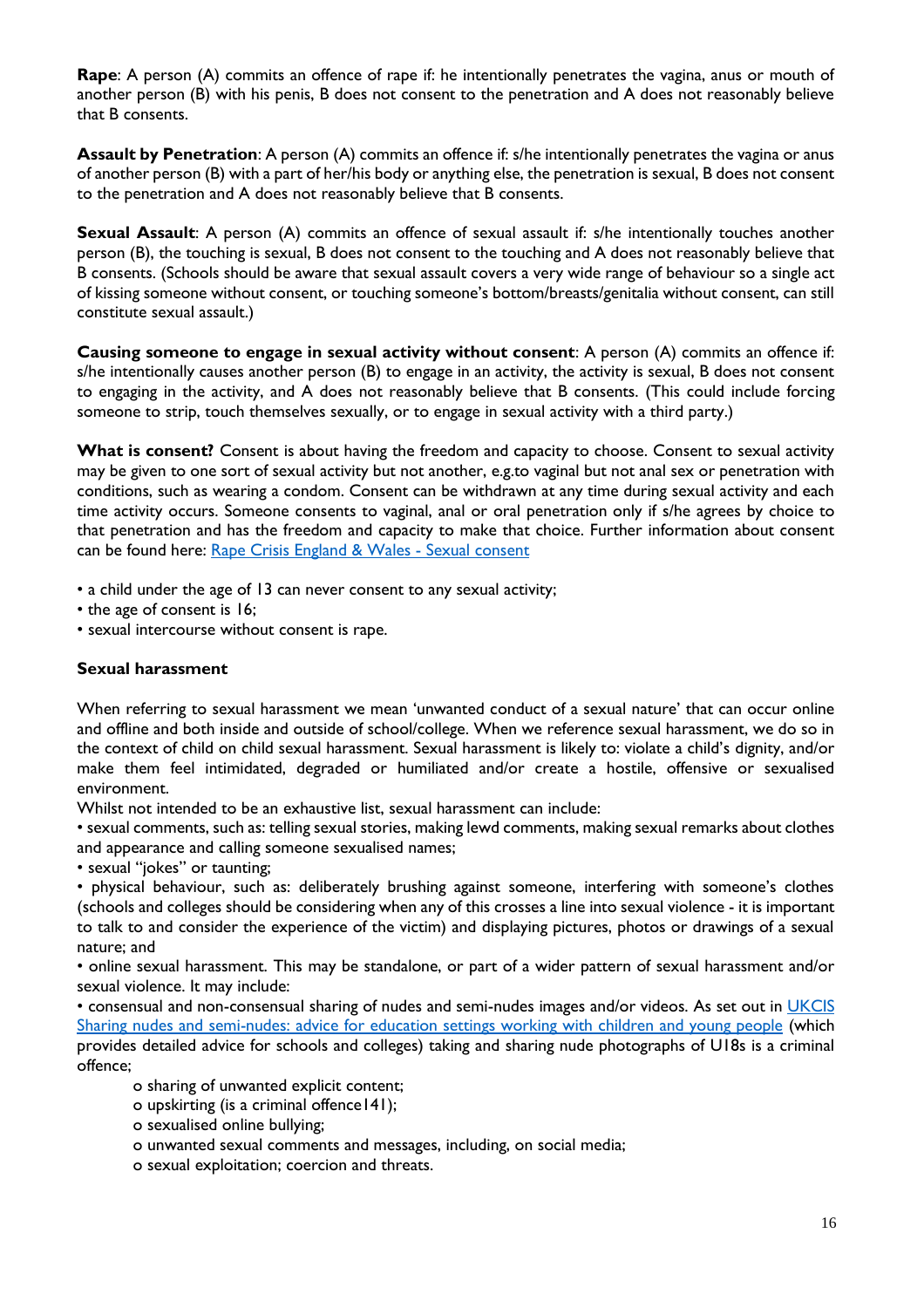**Rape**: A person (A) commits an offence of rape if: he intentionally penetrates the vagina, anus or mouth of another person (B) with his penis, B does not consent to the penetration and A does not reasonably believe that B consents.

**Assault by Penetration**: A person (A) commits an offence if: s/he intentionally penetrates the vagina or anus of another person (B) with a part of her/his body or anything else, the penetration is sexual, B does not consent to the penetration and A does not reasonably believe that B consents.

**Sexual Assault**: A person (A) commits an offence of sexual assault if: s/he intentionally touches another person (B), the touching is sexual, B does not consent to the touching and A does not reasonably believe that B consents. (Schools should be aware that sexual assault covers a very wide range of behaviour so a single act of kissing someone without consent, or touching someone's bottom/breasts/genitalia without consent, can still constitute sexual assault.)

**Causing someone to engage in sexual activity without consent**: A person (A) commits an offence if: s/he intentionally causes another person (B) to engage in an activity, the activity is sexual, B does not consent to engaging in the activity, and A does not reasonably believe that B consents. (This could include forcing someone to strip, touch themselves sexually, or to engage in sexual activity with a third party.)

**What is consent?** Consent is about having the freedom and capacity to choose. Consent to sexual activity may be given to one sort of sexual activity but not another, e.g.to vaginal but not anal sex or penetration with conditions, such as wearing a condom. Consent can be withdrawn at any time during sexual activity and each time activity occurs. Someone consents to vaginal, anal or oral penetration only if s/he agrees by choice to that penetration and has the freedom and capacity to make that choice. Further information about consent can be found here: Rape Crisis England & Wales - Sexual consent

- a child under the age of 13 can never consent to any sexual activity;
- the age of consent is 16;
- sexual intercourse without consent is rape.

**Sexual harassment**

When referring to sexual harassment we mean 'unwanted conduct of a sexual nature' that can occur online and offline and both inside and outside of school/college. When we reference sexual harassment, we do so in the context of child on child sexual harassment. Sexual harassment is likely to: violate a child's dignity, and/or make them feel intimidated, degraded or humiliated and/or create a hostile, offensive or sexualised environment.

Whilst not intended to be an exhaustive list, sexual harassment can include:

- sexual comments, such as: telling sexual stories, making lewd comments, making sexual remarks about clothes and appearance and calling someone sexualised names;
- sexual "jokes" or taunting;
- physical behaviour, such as: deliberately brushing against someone, interfering with someone's clothes (schools and colleges should be considering when any of this crosses a line into sexual violence - it is important to talk to and consider the experience of the victim) and displaying pictures, photos or drawings of a sexual nature; and
- online sexual harassment. This may be standalone, or part of a wider pattern of sexual harassment and/or sexual violence. It may include:
- consensual and non-consensual sharing of nudes and semi-nudes images and/or videos. As set out in UKCIS Sharing nudes and semi-nudes: advice for education settings working with children and young people (which provides detailed advice for schools and colleges) taking and sharing nude photographs of U18s is a criminal offence;
    - o sharing of unwanted explicit content;
    - o upskirting (is a criminal offence141);
    - o sexualised online bullying;
    - o unwanted sexual comments and messages, including, on social media;
    - o sexual exploitation; coercion and threats.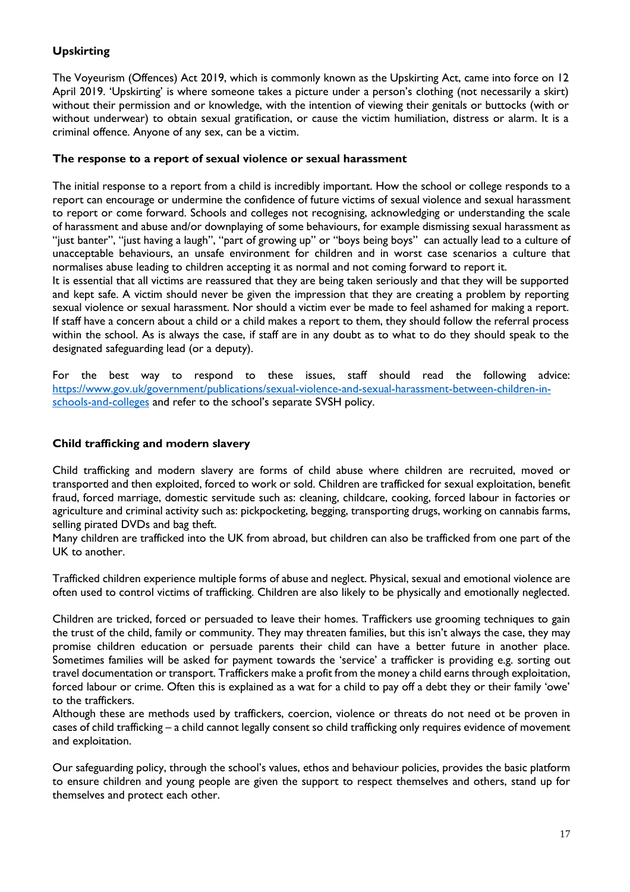**Upskirting**

The Voyeurism (Offences) Act 2019, which is commonly known as the Upskirting Act, came into force on 12 April 2019. 'Upskirting' is where someone takes a picture under a person's clothing (not necessarily a skirt) without their permission and or knowledge, with the intention of viewing their genitals or buttocks (with or without underwear) to obtain sexual gratification, or cause the victim humiliation, distress or alarm. It is a criminal offence. Anyone of any sex, can be a victim.

**The response to a report of sexual violence or sexual harassment**

The initial response to a report from a child is incredibly important. How the school or college responds to a report can encourage or undermine the confidence of future victims of sexual violence and sexual harassment to report or come forward. Schools and colleges not recognising, acknowledging or understanding the scale of harassment and abuse and/or downplaying of some behaviours, for example dismissing sexual harassment as "just banter", "just having a laugh", "part of growing up" or "boys being boys" can actually lead to a culture of unacceptable behaviours, an unsafe environment for children and in worst case scenarios a culture that normalises abuse leading to children accepting it as normal and not coming forward to report it.

It is essential that all victims are reassured that they are being taken seriously and that they will be supported and kept safe. A victim should never be given the impression that they are creating a problem by reporting sexual violence or sexual harassment. Nor should a victim ever be made to feel ashamed for making a report. If staff have a concern about a child or a child makes a report to them, they should follow the referral process within the school. As is always the case, if staff are in any doubt as to what to do they should speak to the designated safeguarding lead (or a deputy).

For the best way to respond to these issues, staff should read the following advice: [https://www.gov.uk/government/publications/sexual-violence-and-sexual-harassment-between-children-in-schools-and-colleges](https://www.gov.uk/government/publications/sexual-violence-and-sexual-harassment-between-children-in-schools-and-colleges) and refer to the school's separate SVSH policy.

**Child trafficking and modern slavery**

Child trafficking and modern slavery are forms of child abuse where children are recruited, moved or transported and then exploited, forced to work or sold. Children are trafficked for sexual exploitation, benefit fraud, forced marriage, domestic servitude such as: cleaning, childcare, cooking, forced labour in factories or agriculture and criminal activity such as: pickpocketing, begging, transporting drugs, working on cannabis farms, selling pirated DVDs and bag theft.

Many children are trafficked into the UK from abroad, but children can also be trafficked from one part of the UK to another.

Trafficked children experience multiple forms of abuse and neglect. Physical, sexual and emotional violence are often used to control victims of trafficking. Children are also likely to be physically and emotionally neglected.

Children are tricked, forced or persuaded to leave their homes. Traffickers use grooming techniques to gain the trust of the child, family or community. They may threaten families, but this isn't always the case, they may promise children education or persuade parents their child can have a better future in another place. Sometimes families will be asked for payment towards the 'service' a trafficker is providing e.g. sorting out travel documentation or transport. Traffickers make a profit from the money a child earns through exploitation, forced labour or crime. Often this is explained as a wat for a child to pay off a debt they or their family 'owe' to the traffickers.

Although these are methods used by traffickers, coercion, violence or threats do not need ot be proven in cases of child trafficking – a child cannot legally consent so child trafficking only requires evidence of movement and exploitation.

Our safeguarding policy, through the school's values, ethos and behaviour policies, provides the basic platform to ensure children and young people are given the support to respect themselves and others, stand up for themselves and protect each other.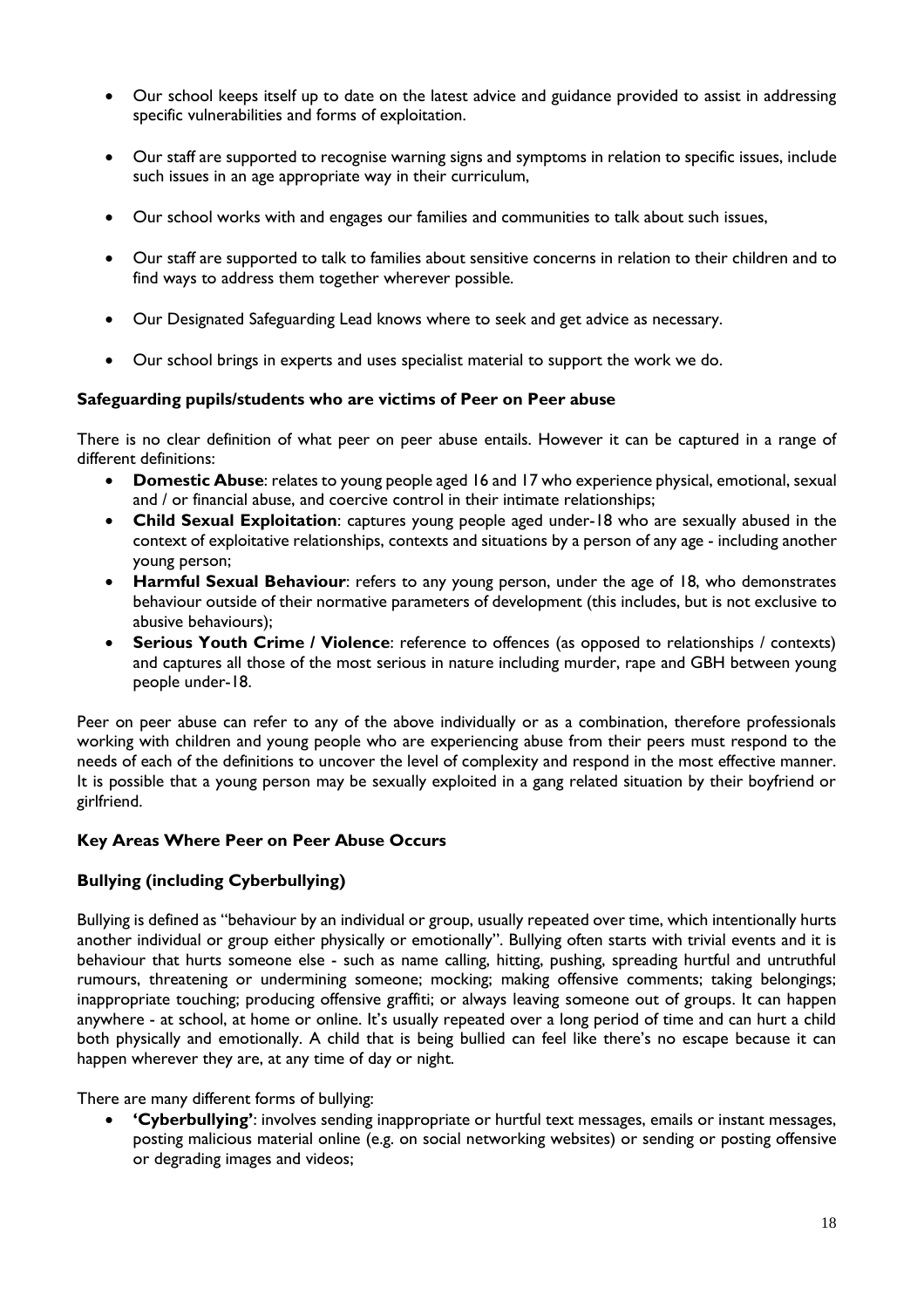- Our school keeps itself up to date on the latest advice and guidance provided to assist in addressing specific vulnerabilities and forms of exploitation.

- Our staff are supported to recognise warning signs and symptoms in relation to specific issues, include such issues in an age appropriate way in their curriculum,

- Our school works with and engages our families and communities to talk about such issues,

- Our staff are supported to talk to families about sensitive concerns in relation to their children and to find ways to address them together wherever possible.

- Our Designated Safeguarding Lead knows where to seek and get advice as necessary.

- Our school brings in experts and uses specialist material to support the work we do.

### Safeguarding pupils/students who are victims of Peer on Peer abuse

There is no clear definition of what peer on peer abuse entails. However it can be captured in a range of different definitions:

- **Domestic Abuse**: relates to young people aged 16 and 17 who experience physical, emotional, sexual and / or financial abuse, and coercive control in their intimate relationships;
- **Child Sexual Exploitation**: captures young people aged under-18 who are sexually abused in the context of exploitative relationships, contexts and situations by a person of any age - including another young person;
- **Harmful Sexual Behaviour**: refers to any young person, under the age of 18, who demonstrates behaviour outside of their normative parameters of development (this includes, but is not exclusive to abusive behaviours);
- **Serious Youth Crime / Violence**: reference to offences (as opposed to relationships / contexts) and captures all those of the most serious in nature including murder, rape and GBH between young people under-18.

Peer on peer abuse can refer to any of the above individually or as a combination, therefore professionals working with children and young people who are experiencing abuse from their peers must respond to the needs of each of the definitions to uncover the level of complexity and respond in the most effective manner. It is possible that a young person may be sexually exploited in a gang related situation by their boyfriend or girlfriend.

### Key Areas Where Peer on Peer Abuse Occurs

### Bullying (including Cyberbullying)

Bullying is defined as "behaviour by an individual or group, usually repeated over time, which intentionally hurts another individual or group either physically or emotionally". Bullying often starts with trivial events and it is behaviour that hurts someone else - such as name calling, hitting, pushing, spreading hurtful and untruthful rumours, threatening or undermining someone; mocking; making offensive comments; taking belongings; inappropriate touching; producing offensive graffiti; or always leaving someone out of groups. It can happen anywhere - at school, at home or online. It's usually repeated over a long period of time and can hurt a child both physically and emotionally. A child that is being bullied can feel like there's no escape because it can happen wherever they are, at any time of day or night.

There are many different forms of bullying:

- **'Cyberbullying'**: involves sending inappropriate or hurtful text messages, emails or instant messages, posting malicious material online (e.g. on social networking websites) or sending or posting offensive or degrading images and videos;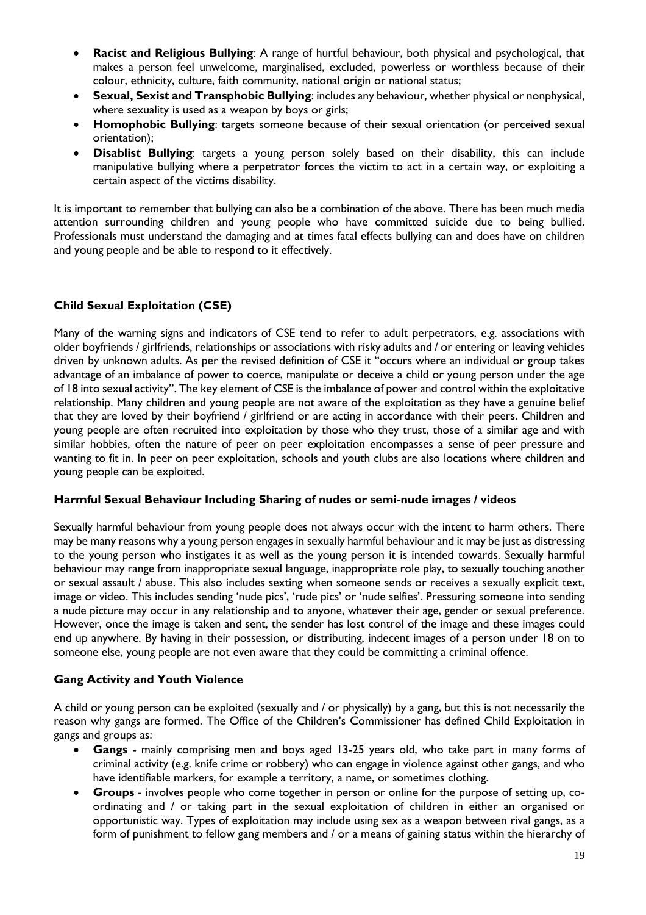- **Racist and Religious Bullying**: A range of hurtful behaviour, both physical and psychological, that makes a person feel unwelcome, marginalised, excluded, powerless or worthless because of their colour, ethnicity, culture, faith community, national origin or national status;
- **Sexual, Sexist and Transphobic Bullying**: includes any behaviour, whether physical or nonphysical, where sexuality is used as a weapon by boys or girls;
- **Homophobic Bullying**: targets someone because of their sexual orientation (or perceived sexual orientation);
- **Disablist Bullying**: targets a young person solely based on their disability, this can include manipulative bullying where a perpetrator forces the victim to act in a certain way, or exploiting a certain aspect of the victims disability.

It is important to remember that bullying can also be a combination of the above. There has been much media attention surrounding children and young people who have committed suicide due to being bullied. Professionals must understand the damaging and at times fatal effects bullying can and does have on children and young people and be able to respond to it effectively.

### Child Sexual Exploitation (CSE)

Many of the warning signs and indicators of CSE tend to refer to adult perpetrators, e.g. associations with older boyfriends / girlfriends, relationships or associations with risky adults and / or entering or leaving vehicles driven by unknown adults. As per the revised definition of CSE it "occurs where an individual or group takes advantage of an imbalance of power to coerce, manipulate or deceive a child or young person under the age of 18 into sexual activity". The key element of CSE is the imbalance of power and control within the exploitative relationship. Many children and young people are not aware of the exploitation as they have a genuine belief that they are loved by their boyfriend / girlfriend or are acting in accordance with their peers. Children and young people are often recruited into exploitation by those who they trust, those of a similar age and with similar hobbies, often the nature of peer on peer exploitation encompasses a sense of peer pressure and wanting to fit in. In peer on peer exploitation, schools and youth clubs are also locations where children and young people can be exploited.

### Harmful Sexual Behaviour Including Sharing of nudes or semi-nude images / videos

Sexually harmful behaviour from young people does not always occur with the intent to harm others. There may be many reasons why a young person engages in sexually harmful behaviour and it may be just as distressing to the young person who instigates it as well as the young person it is intended towards. Sexually harmful behaviour may range from inappropriate sexual language, inappropriate role play, to sexually touching another or sexual assault / abuse. This also includes sexting when someone sends or receives a sexually explicit text, image or video. This includes sending 'nude pics', 'rude pics' or 'nude selfies'. Pressuring someone into sending a nude picture may occur in any relationship and to anyone, whatever their age, gender or sexual preference. However, once the image is taken and sent, the sender has lost control of the image and these images could end up anywhere. By having in their possession, or distributing, indecent images of a person under 18 on to someone else, young people are not even aware that they could be committing a criminal offence.

### Gang Activity and Youth Violence

A child or young person can be exploited (sexually and / or physically) by a gang, but this is not necessarily the reason why gangs are formed. The Office of the Children's Commissioner has defined Child Exploitation in gangs and groups as:

- **Gangs** - mainly comprising men and boys aged 13-25 years old, who take part in many forms of criminal activity (e.g. knife crime or robbery) who can engage in violence against other gangs, and who have identifiable markers, for example a territory, a name, or sometimes clothing.
- **Groups** - involves people who come together in person or online for the purpose of setting up, co-ordinating and / or taking part in the sexual exploitation of children in either an organised or opportunistic way. Types of exploitation may include using sex as a weapon between rival gangs, as a form of punishment to fellow gang members and / or a means of gaining status within the hierarchy of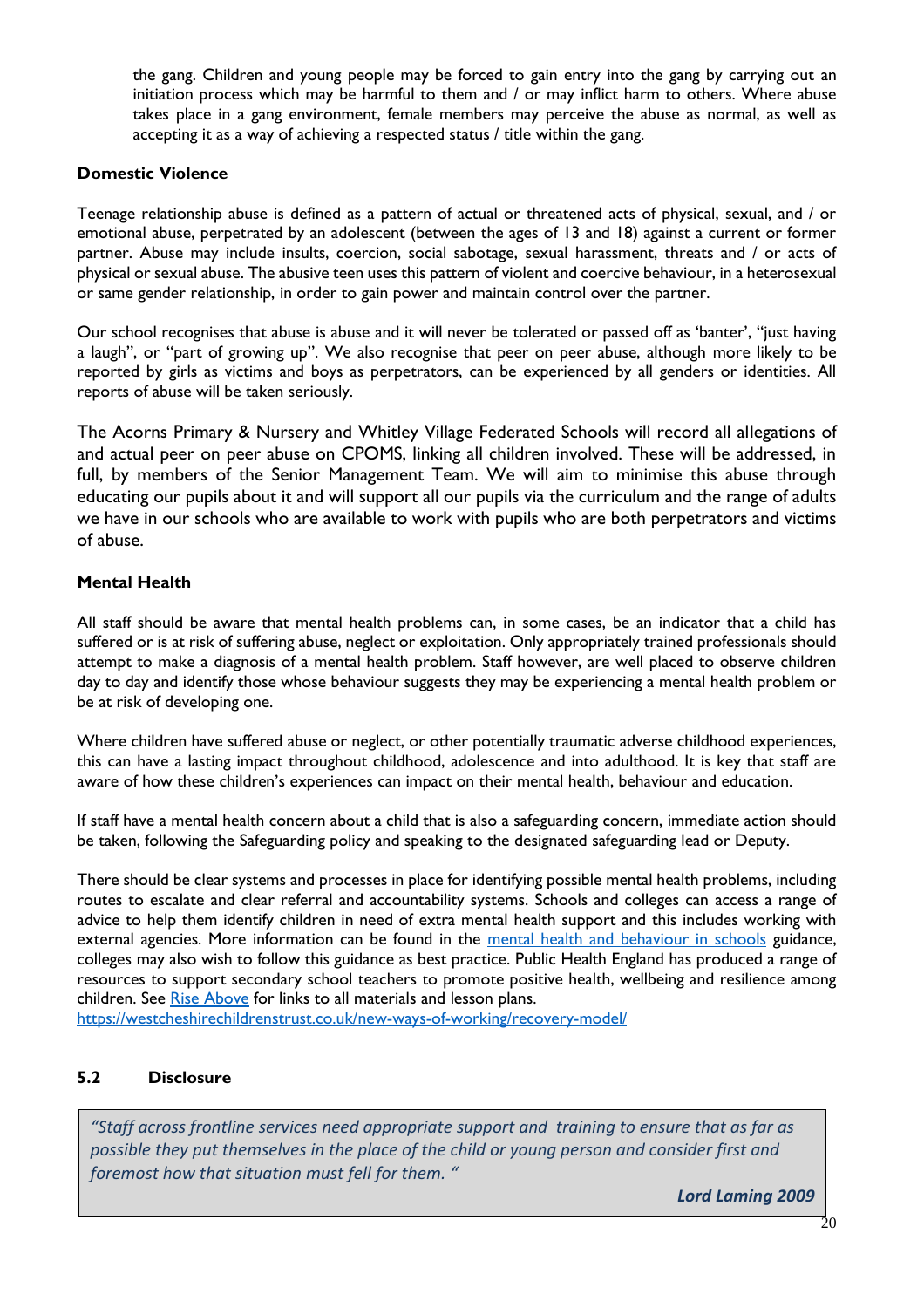the gang. Children and young people may be forced to gain entry into the gang by carrying out an initiation process which may be harmful to them and / or may inflict harm to others. Where abuse takes place in a gang environment, female members may perceive the abuse as normal, as well as accepting it as a way of achieving a respected status / title within the gang.

**Domestic Violence**

Teenage relationship abuse is defined as a pattern of actual or threatened acts of physical, sexual, and / or emotional abuse, perpetrated by an adolescent (between the ages of 13 and 18) against a current or former partner. Abuse may include insults, coercion, social sabotage, sexual harassment, threats and / or acts of physical or sexual abuse. The abusive teen uses this pattern of violent and coercive behaviour, in a heterosexual or same gender relationship, in order to gain power and maintain control over the partner.

Our school recognises that abuse is abuse and it will never be tolerated or passed off as 'banter', "just having a laugh", or "part of growing up". We also recognise that peer on peer abuse, although more likely to be reported by girls as victims and boys as perpetrators, can be experienced by all genders or identities. All reports of abuse will be taken seriously.

The Acorns Primary & Nursery and Whitley Village Federated Schools will record all allegations of and actual peer on peer abuse on CPOMS, linking all children involved. These will be addressed, in full, by members of the Senior Management Team. We will aim to minimise this abuse through educating our pupils about it and will support all our pupils via the curriculum and the range of adults we have in our schools who are available to work with pupils who are both perpetrators and victims of abuse.

**Mental Health**

All staff should be aware that mental health problems can, in some cases, be an indicator that a child has suffered or is at risk of suffering abuse, neglect or exploitation. Only appropriately trained professionals should attempt to make a diagnosis of a mental health problem. Staff however, are well placed to observe children day to day and identify those whose behaviour suggests they may be experiencing a mental health problem or be at risk of developing one.

Where children have suffered abuse or neglect, or other potentially traumatic adverse childhood experiences, this can have a lasting impact throughout childhood, adolescence and into adulthood. It is key that staff are aware of how these children's experiences can impact on their mental health, behaviour and education.

If staff have a mental health concern about a child that is also a safeguarding concern, immediate action should be taken, following the Safeguarding policy and speaking to the designated safeguarding lead or Deputy.

There should be clear systems and processes in place for identifying possible mental health problems, including routes to escalate and clear referral and accountability systems. Schools and colleges can access a range of advice to help them identify children in need of extra mental health support and this includes working with external agencies. More information can be found in the mental health and behaviour in schools guidance, colleges may also wish to follow this guidance as best practice. Public Health England has produced a range of resources to support secondary school teachers to promote positive health, wellbeing and resilience among children. See Rise Above for links to all materials and lesson plans.
https://westcheshirechildrenstrust.co.uk/new-ways-of-working/recovery-model/

### 5.2 Disclosure

> *"Staff across frontline services need appropriate support and training to ensure that as far as possible they put themselves in the place of the child or young person and consider first and foremost how that situation must fell for them. "*
>
> ***Lord Laming 2009***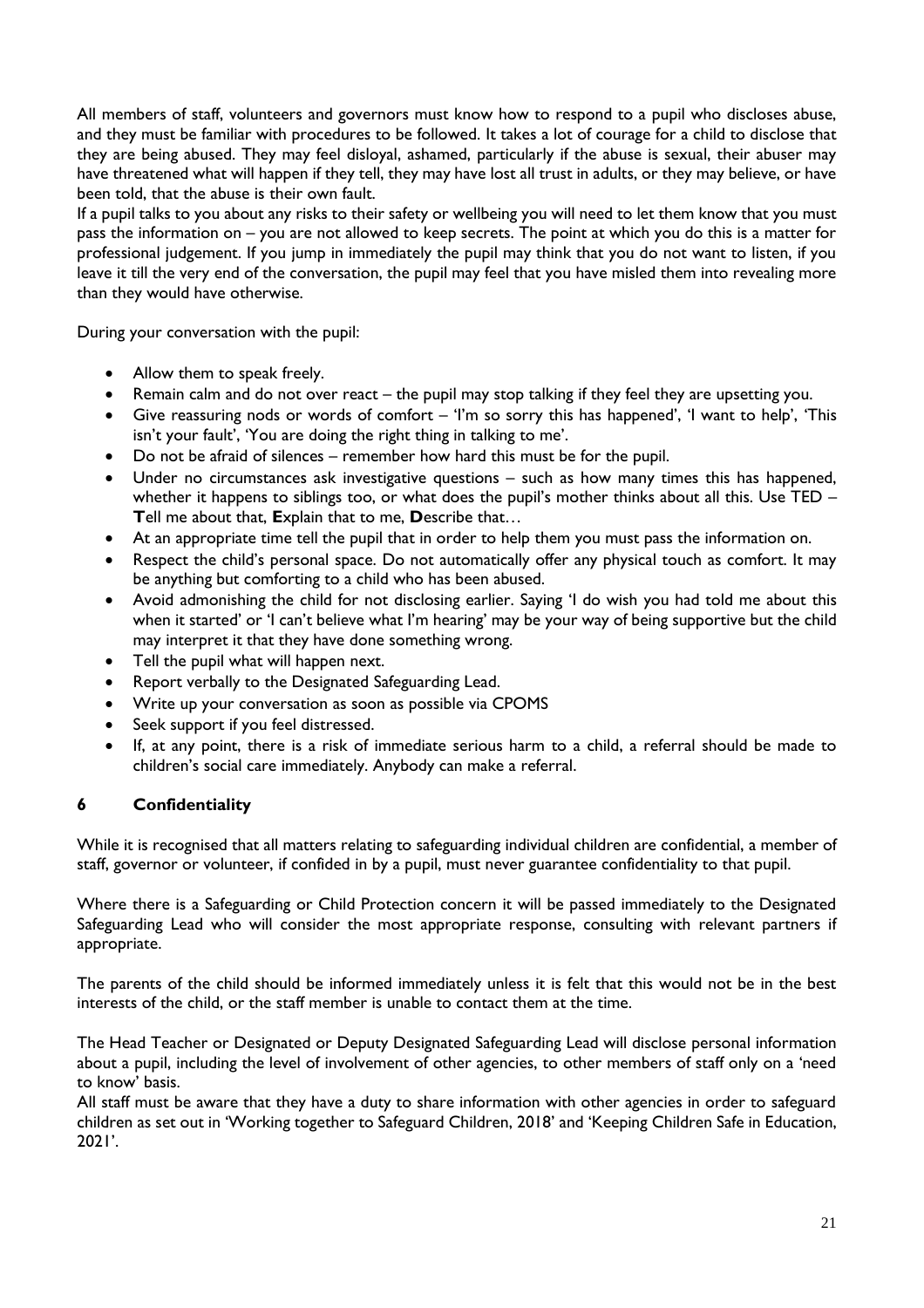All members of staff, volunteers and governors must know how to respond to a pupil who discloses abuse, and they must be familiar with procedures to be followed. It takes a lot of courage for a child to disclose that they are being abused. They may feel disloyal, ashamed, particularly if the abuse is sexual, their abuser may have threatened what will happen if they tell, they may have lost all trust in adults, or they may believe, or have been told, that the abuse is their own fault.

If a pupil talks to you about any risks to their safety or wellbeing you will need to let them know that you must pass the information on – you are not allowed to keep secrets. The point at which you do this is a matter for professional judgement. If you jump in immediately the pupil may think that you do not want to listen, if you leave it till the very end of the conversation, the pupil may feel that you have misled them into revealing more than they would have otherwise.

During your conversation with the pupil:

- Allow them to speak freely.
- Remain calm and do not over react – the pupil may stop talking if they feel they are upsetting you.
- Give reassuring nods or words of comfort – 'I'm so sorry this has happened', 'I want to help', 'This isn't your fault', 'You are doing the right thing in talking to me'.
- Do not be afraid of silences – remember how hard this must be for the pupil.
- Under no circumstances ask investigative questions – such as how many times this has happened, whether it happens to siblings too, or what does the pupil's mother thinks about all this. Use TED – **T**ell me about that, **E**xplain that to me, **D**escribe that…
- At an appropriate time tell the pupil that in order to help them you must pass the information on.
- Respect the child's personal space. Do not automatically offer any physical touch as comfort. It may be anything but comforting to a child who has been abused.
- Avoid admonishing the child for not disclosing earlier. Saying 'I do wish you had told me about this when it started' or 'I can't believe what I'm hearing' may be your way of being supportive but the child may interpret it that they have done something wrong.
- Tell the pupil what will happen next.
- Report verbally to the Designated Safeguarding Lead.
- Write up your conversation as soon as possible via CPOMS
- Seek support if you feel distressed.
- If, at any point, there is a risk of immediate serious harm to a child, a referral should be made to children's social care immediately. Anybody can make a referral.

## 6 Confidentiality

While it is recognised that all matters relating to safeguarding individual children are confidential, a member of staff, governor or volunteer, if confided in by a pupil, must never guarantee confidentiality to that pupil.

Where there is a Safeguarding or Child Protection concern it will be passed immediately to the Designated Safeguarding Lead who will consider the most appropriate response, consulting with relevant partners if appropriate.

The parents of the child should be informed immediately unless it is felt that this would not be in the best interests of the child, or the staff member is unable to contact them at the time.

The Head Teacher or Designated or Deputy Designated Safeguarding Lead will disclose personal information about a pupil, including the level of involvement of other agencies, to other members of staff only on a 'need to know' basis.

All staff must be aware that they have a duty to share information with other agencies in order to safeguard children as set out in 'Working together to Safeguard Children, 2018' and 'Keeping Children Safe in Education, 2021'.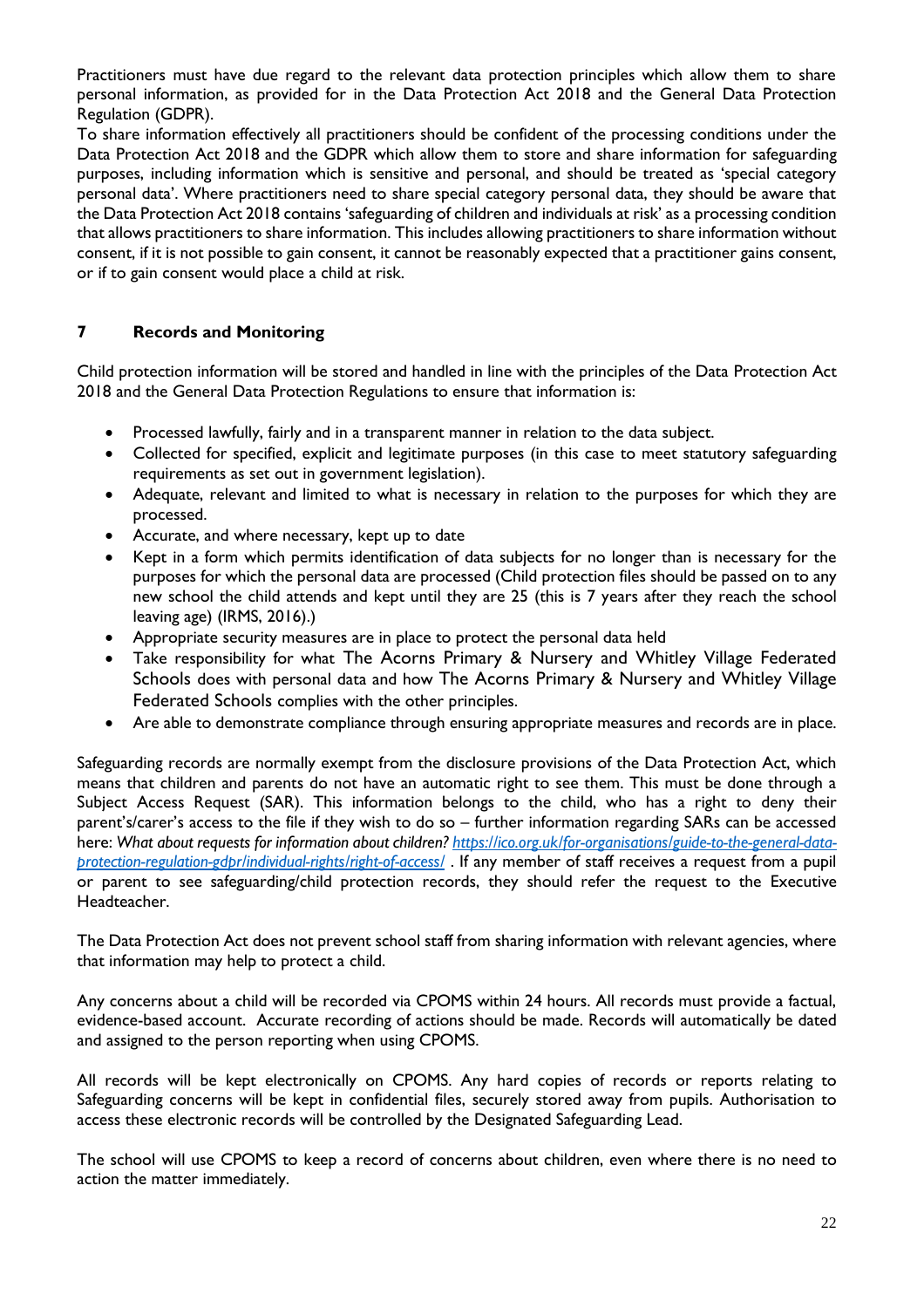Practitioners must have due regard to the relevant data protection principles which allow them to share personal information, as provided for in the Data Protection Act 2018 and the General Data Protection Regulation (GDPR).
To share information effectively all practitioners should be confident of the processing conditions under the Data Protection Act 2018 and the GDPR which allow them to store and share information for safeguarding purposes, including information which is sensitive and personal, and should be treated as 'special category personal data'. Where practitioners need to share special category personal data, they should be aware that the Data Protection Act 2018 contains 'safeguarding of children and individuals at risk' as a processing condition that allows practitioners to share information. This includes allowing practitioners to share information without consent, if it is not possible to gain consent, it cannot be reasonably expected that a practitioner gains consent, or if to gain consent would place a child at risk.

## 7 Records and Monitoring

Child protection information will be stored and handled in line with the principles of the Data Protection Act 2018 and the General Data Protection Regulations to ensure that information is:

- Processed lawfully, fairly and in a transparent manner in relation to the data subject.
- Collected for specified, explicit and legitimate purposes (in this case to meet statutory safeguarding requirements as set out in government legislation).
- Adequate, relevant and limited to what is necessary in relation to the purposes for which they are processed.
- Accurate, and where necessary, kept up to date
- Kept in a form which permits identification of data subjects for no longer than is necessary for the purposes for which the personal data are processed (Child protection files should be passed on to any new school the child attends and kept until they are 25 (this is 7 years after they reach the school leaving age) (IRMS, 2016).)
- Appropriate security measures are in place to protect the personal data held
- Take responsibility for what The Acorns Primary & Nursery and Whitley Village Federated Schools does with personal data and how The Acorns Primary & Nursery and Whitley Village Federated Schools complies with the other principles.
- Are able to demonstrate compliance through ensuring appropriate measures and records are in place.

Safeguarding records are normally exempt from the disclosure provisions of the Data Protection Act, which means that children and parents do not have an automatic right to see them. This must be done through a Subject Access Request (SAR). This information belongs to the child, who has a right to deny their parent's/carer's access to the file if they wish to do so – further information regarding SARs can be accessed here: *What about requests for information about children?* *https://ico.org.uk/for-organisations/guide-to-the-general-data-protection-regulation-gdpr/individual-rights/right-of-access/* . If any member of staff receives a request from a pupil or parent to see safeguarding/child protection records, they should refer the request to the Executive Headteacher.

The Data Protection Act does not prevent school staff from sharing information with relevant agencies, where that information may help to protect a child.

Any concerns about a child will be recorded via CPOMS within 24 hours. All records must provide a factual, evidence-based account. Accurate recording of actions should be made. Records will automatically be dated and assigned to the person reporting when using CPOMS.

All records will be kept electronically on CPOMS. Any hard copies of records or reports relating to Safeguarding concerns will be kept in confidential files, securely stored away from pupils. Authorisation to access these electronic records will be controlled by the Designated Safeguarding Lead.

The school will use CPOMS to keep a record of concerns about children, even where there is no need to action the matter immediately.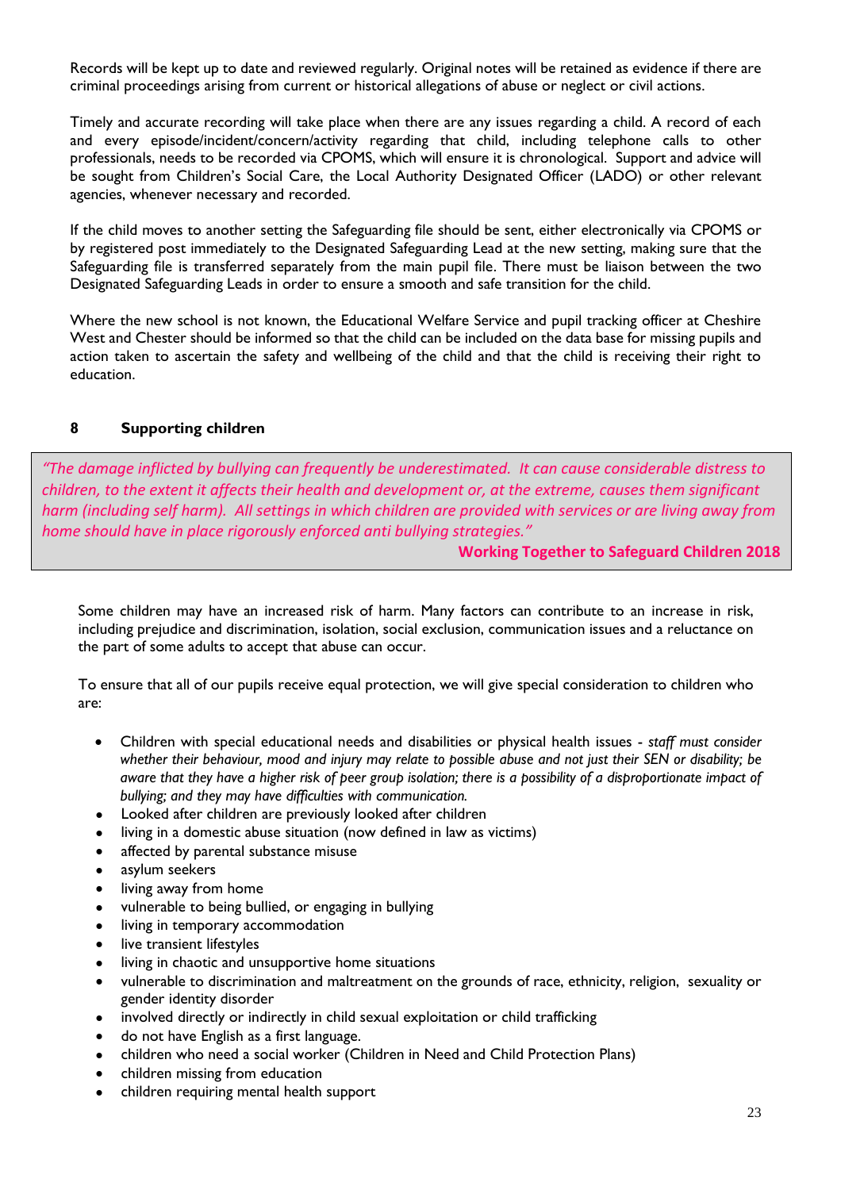Records will be kept up to date and reviewed regularly. Original notes will be retained as evidence if there are criminal proceedings arising from current or historical allegations of abuse or neglect or civil actions.

Timely and accurate recording will take place when there are any issues regarding a child. A record of each and every episode/incident/concern/activity regarding that child, including telephone calls to other professionals, needs to be recorded via CPOMS, which will ensure it is chronological. Support and advice will be sought from Children's Social Care, the Local Authority Designated Officer (LADO) or other relevant agencies, whenever necessary and recorded.

If the child moves to another setting the Safeguarding file should be sent, either electronically via CPOMS or by registered post immediately to the Designated Safeguarding Lead at the new setting, making sure that the Safeguarding file is transferred separately from the main pupil file. There must be liaison between the two Designated Safeguarding Leads in order to ensure a smooth and safe transition for the child.

Where the new school is not known, the Educational Welfare Service and pupil tracking officer at Cheshire West and Chester should be informed so that the child can be included on the data base for missing pupils and action taken to ascertain the safety and wellbeing of the child and that the child is receiving their right to education.

## 8 Supporting children

> *"The damage inflicted by bullying can frequently be underestimated. It can cause considerable distress to children, to the extent it affects their health and development or, at the extreme, causes them significant harm (including self harm). All settings in which children are provided with services or are living away from home should have in place rigorously enforced anti bullying strategies."*
>
> **Working Together to Safeguard Children 2018**

Some children may have an increased risk of harm. Many factors can contribute to an increase in risk, including prejudice and discrimination, isolation, social exclusion, communication issues and a reluctance on the part of some adults to accept that abuse can occur.

To ensure that all of our pupils receive equal protection, we will give special consideration to children who are:

- Children with special educational needs and disabilities or physical health issues - *staff must consider whether their behaviour, mood and injury may relate to possible abuse and not just their SEN or disability; be aware that they have a higher risk of peer group isolation; there is a possibility of a disproportionate impact of bullying; and they may have difficulties with communication.*
- Looked after children are previously looked after children
- living in a domestic abuse situation (now defined in law as victims)
- affected by parental substance misuse
- asylum seekers
- living away from home
- vulnerable to being bullied, or engaging in bullying
- living in temporary accommodation
- live transient lifestyles
- living in chaotic and unsupportive home situations
- vulnerable to discrimination and maltreatment on the grounds of race, ethnicity, religion, sexuality or gender identity disorder
- involved directly or indirectly in child sexual exploitation or child trafficking
- do not have English as a first language.
- children who need a social worker (Children in Need and Child Protection Plans)
- children missing from education
- children requiring mental health support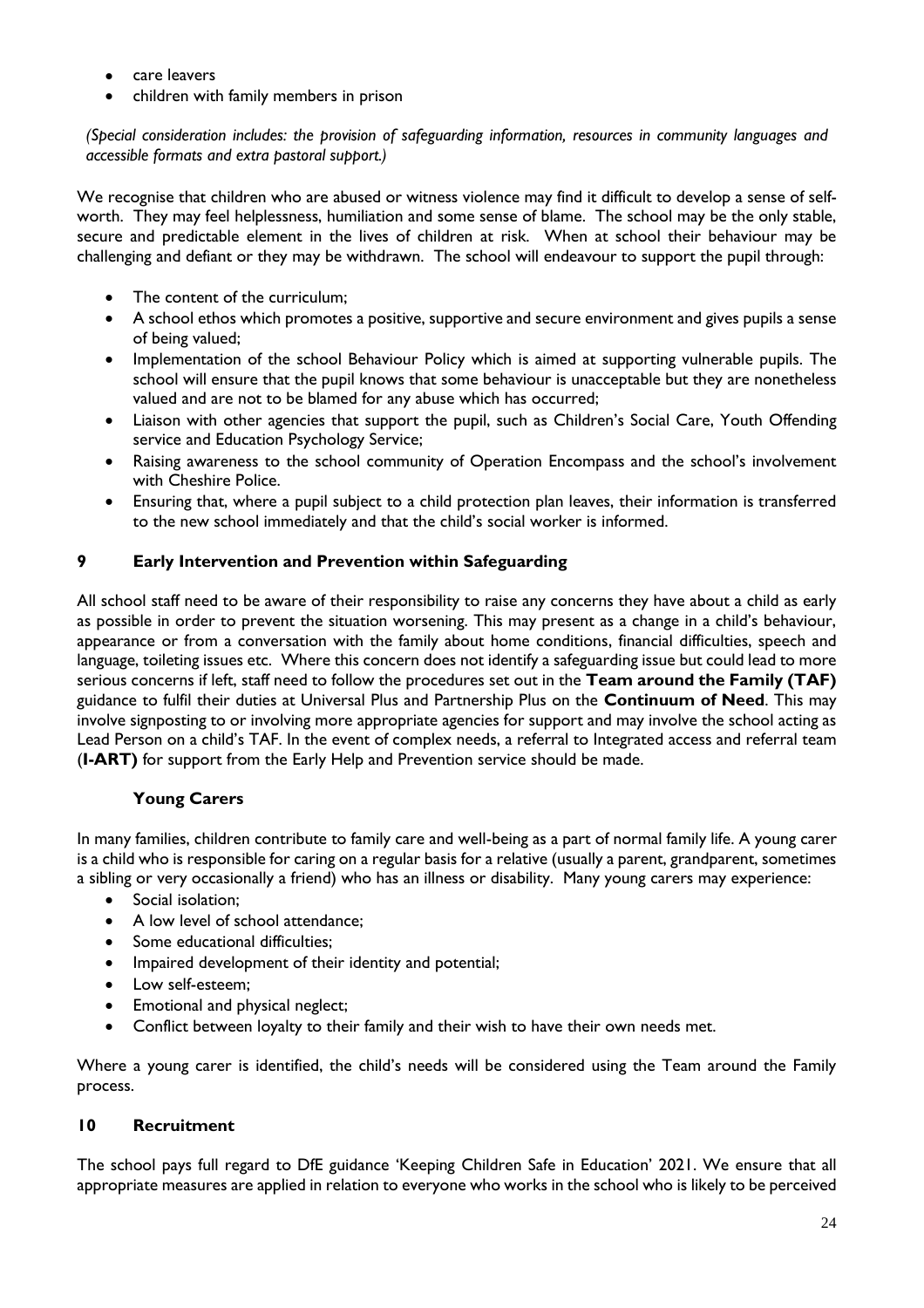- care leavers
- children with family members in prison

*(Special consideration includes: the provision of safeguarding information, resources in community languages and accessible formats and extra pastoral support.)*

We recognise that children who are abused or witness violence may find it difficult to develop a sense of self-worth. They may feel helplessness, humiliation and some sense of blame. The school may be the only stable, secure and predictable element in the lives of children at risk. When at school their behaviour may be challenging and defiant or they may be withdrawn. The school will endeavour to support the pupil through:

- The content of the curriculum;
- A school ethos which promotes a positive, supportive and secure environment and gives pupils a sense of being valued;
- Implementation of the school Behaviour Policy which is aimed at supporting vulnerable pupils. The school will ensure that the pupil knows that some behaviour is unacceptable but they are nonetheless valued and are not to be blamed for any abuse which has occurred;
- Liaison with other agencies that support the pupil, such as Children's Social Care, Youth Offending service and Education Psychology Service;
- Raising awareness to the school community of Operation Encompass and the school's involvement with Cheshire Police.
- Ensuring that, where a pupil subject to a child protection plan leaves, their information is transferred to the new school immediately and that the child's social worker is informed.

## 9 Early Intervention and Prevention within Safeguarding

All school staff need to be aware of their responsibility to raise any concerns they have about a child as early as possible in order to prevent the situation worsening. This may present as a change in a child's behaviour, appearance or from a conversation with the family about home conditions, financial difficulties, speech and language, toileting issues etc. Where this concern does not identify a safeguarding issue but could lead to more serious concerns if left, staff need to follow the procedures set out in the **Team around the Family (TAF)** guidance to fulfil their duties at Universal Plus and Partnership Plus on the **Continuum of Need**. This may involve signposting to or involving more appropriate agencies for support and may involve the school acting as Lead Person on a child's TAF. In the event of complex needs, a referral to Integrated access and referral team (**I-ART)** for support from the Early Help and Prevention service should be made.

### Young Carers

In many families, children contribute to family care and well-being as a part of normal family life. A young carer is a child who is responsible for caring on a regular basis for a relative (usually a parent, grandparent, sometimes a sibling or very occasionally a friend) who has an illness or disability. Many young carers may experience:

- Social isolation;
- A low level of school attendance;
- Some educational difficulties;
- Impaired development of their identity and potential;
- Low self-esteem;
- Emotional and physical neglect;
- Conflict between loyalty to their family and their wish to have their own needs met.

Where a young carer is identified, the child's needs will be considered using the Team around the Family process.

## 10 Recruitment

The school pays full regard to DfE guidance 'Keeping Children Safe in Education' 2021. We ensure that all appropriate measures are applied in relation to everyone who works in the school who is likely to be perceived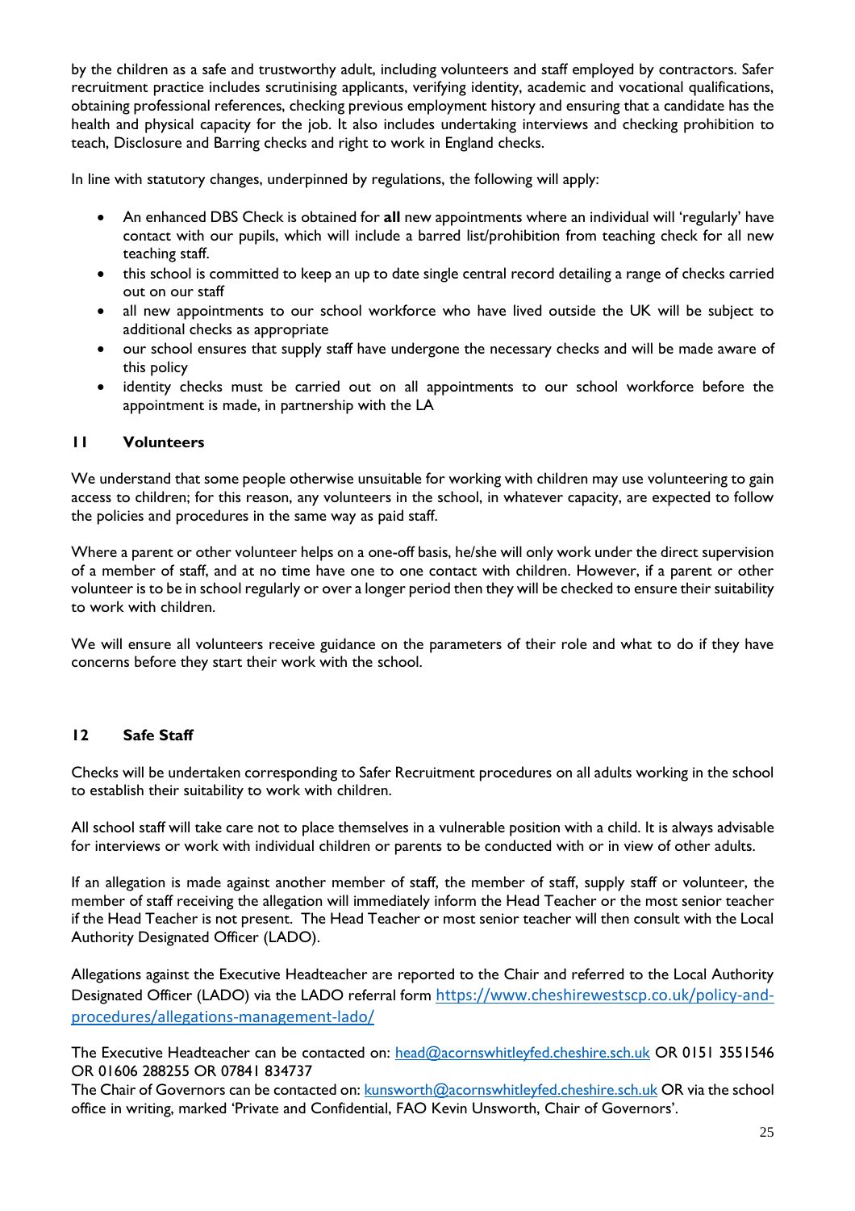by the children as a safe and trustworthy adult, including volunteers and staff employed by contractors. Safer recruitment practice includes scrutinising applicants, verifying identity, academic and vocational qualifications, obtaining professional references, checking previous employment history and ensuring that a candidate has the health and physical capacity for the job. It also includes undertaking interviews and checking prohibition to teach, Disclosure and Barring checks and right to work in England checks.

In line with statutory changes, underpinned by regulations, the following will apply:

- An enhanced DBS Check is obtained for **all** new appointments where an individual will 'regularly' have contact with our pupils, which will include a barred list/prohibition from teaching check for all new teaching staff.
- this school is committed to keep an up to date single central record detailing a range of checks carried out on our staff
- all new appointments to our school workforce who have lived outside the UK will be subject to additional checks as appropriate
- our school ensures that supply staff have undergone the necessary checks and will be made aware of this policy
- identity checks must be carried out on all appointments to our school workforce before the appointment is made, in partnership with the LA

## 11 Volunteers

We understand that some people otherwise unsuitable for working with children may use volunteering to gain access to children; for this reason, any volunteers in the school, in whatever capacity, are expected to follow the policies and procedures in the same way as paid staff.

Where a parent or other volunteer helps on a one-off basis, he/she will only work under the direct supervision of a member of staff, and at no time have one to one contact with children. However, if a parent or other volunteer is to be in school regularly or over a longer period then they will be checked to ensure their suitability to work with children.

We will ensure all volunteers receive guidance on the parameters of their role and what to do if they have concerns before they start their work with the school.

## 12 Safe Staff

Checks will be undertaken corresponding to Safer Recruitment procedures on all adults working in the school to establish their suitability to work with children.

All school staff will take care not to place themselves in a vulnerable position with a child. It is always advisable for interviews or work with individual children or parents to be conducted with or in view of other adults.

If an allegation is made against another member of staff, the member of staff, supply staff or volunteer, the member of staff receiving the allegation will immediately inform the Head Teacher or the most senior teacher if the Head Teacher is not present. The Head Teacher or most senior teacher will then consult with the Local Authority Designated Officer (LADO).

Allegations against the Executive Headteacher are reported to the Chair and referred to the Local Authority Designated Officer (LADO) via the LADO referral form https://www.cheshirewestscp.co.uk/policy-and-procedures/allegations-management-lado/

The Executive Headteacher can be contacted on: head@acornswhitleyfed.cheshire.sch.uk OR 0151 3551546 OR 01606 288255 OR 07841 834737
The Chair of Governors can be contacted on: kunsworth@acornswhitleyfed.cheshire.sch.uk OR via the school office in writing, marked 'Private and Confidential, FAO Kevin Unsworth, Chair of Governors'.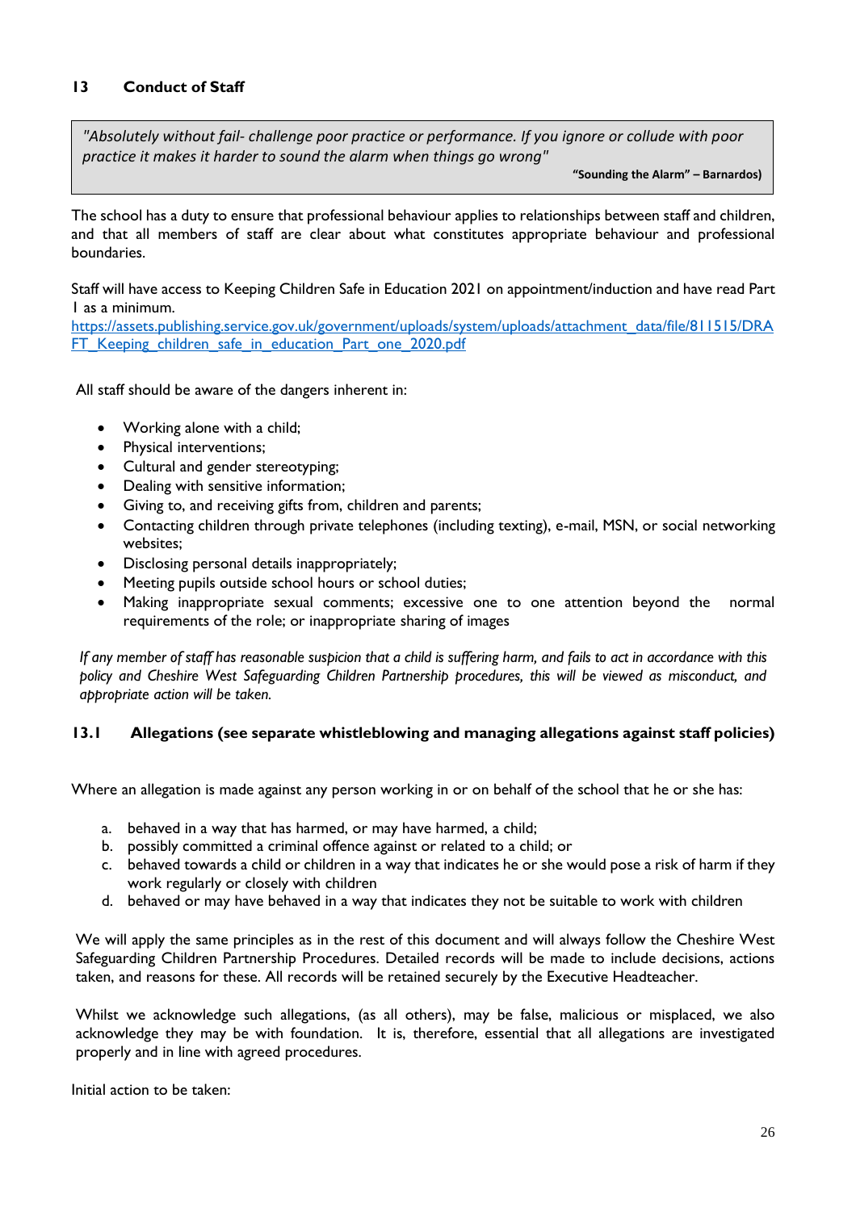## 13 Conduct of Staff

> *"Absolutely without fail- challenge poor practice or performance. If you ignore or collude with poor practice it makes it harder to sound the alarm when things go wrong"*
>
> **"Sounding the Alarm" – Barnardos)**

The school has a duty to ensure that professional behaviour applies to relationships between staff and children, and that all members of staff are clear about what constitutes appropriate behaviour and professional boundaries.

Staff will have access to Keeping Children Safe in Education 2021 on appointment/induction and have read Part 1 as a minimum.
[https://assets.publishing.service.gov.uk/government/uploads/system/uploads/attachment_data/file/811515/DRAFT_Keeping_children_safe_in_education_Part_one_2020.pdf](https://assets.publishing.service.gov.uk/government/uploads/system/uploads/attachment_data/file/811515/DRAFT_Keeping_children_safe_in_education_Part_one_2020.pdf)

All staff should be aware of the dangers inherent in:

- Working alone with a child;
- Physical interventions;
- Cultural and gender stereotyping;
- Dealing with sensitive information;
- Giving to, and receiving gifts from, children and parents;
- Contacting children through private telephones (including texting), e-mail, MSN, or social networking websites;
- Disclosing personal details inappropriately;
- Meeting pupils outside school hours or school duties;
- Making inappropriate sexual comments; excessive one to one attention beyond the normal requirements of the role; or inappropriate sharing of images

*If any member of staff has reasonable suspicion that a child is suffering harm, and fails to act in accordance with this policy and Cheshire West Safeguarding Children Partnership procedures, this will be viewed as misconduct, and appropriate action will be taken.*

### 13.1 Allegations (see separate whistleblowing and managing allegations against staff policies)

Where an allegation is made against any person working in or on behalf of the school that he or she has:

a. behaved in a way that has harmed, or may have harmed, a child;
b. possibly committed a criminal offence against or related to a child; or
c. behaved towards a child or children in a way that indicates he or she would pose a risk of harm if they work regularly or closely with children
d. behaved or may have behaved in a way that indicates they not be suitable to work with children

We will apply the same principles as in the rest of this document and will always follow the Cheshire West Safeguarding Children Partnership Procedures. Detailed records will be made to include decisions, actions taken, and reasons for these. All records will be retained securely by the Executive Headteacher.

Whilst we acknowledge such allegations, (as all others), may be false, malicious or misplaced, we also acknowledge they may be with foundation. It is, therefore, essential that all allegations are investigated properly and in line with agreed procedures.

Initial action to be taken: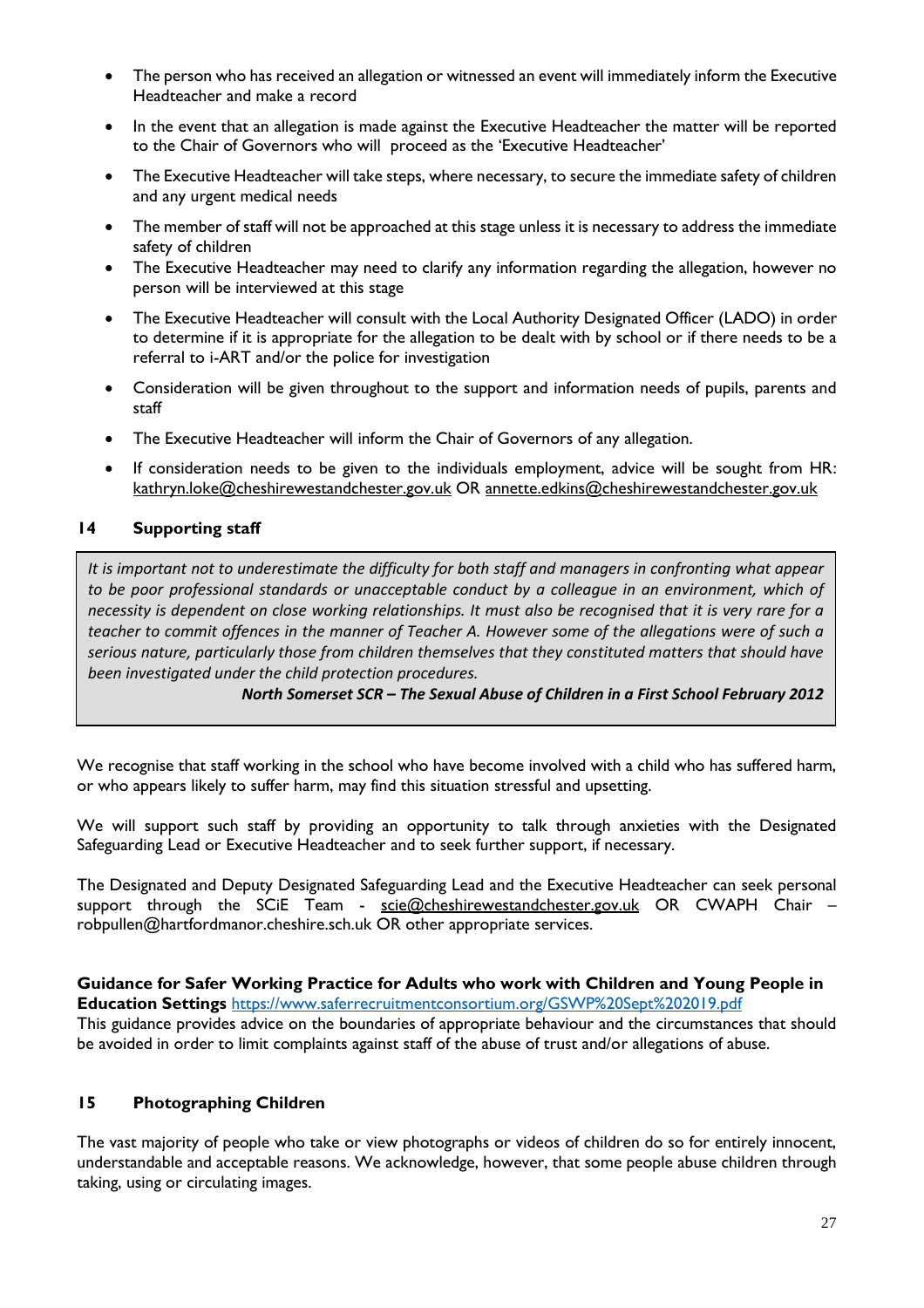- The person who has received an allegation or witnessed an event will immediately inform the Executive Headteacher and make a record
- In the event that an allegation is made against the Executive Headteacher the matter will be reported to the Chair of Governors who will proceed as the 'Executive Headteacher'
- The Executive Headteacher will take steps, where necessary, to secure the immediate safety of children and any urgent medical needs
- The member of staff will not be approached at this stage unless it is necessary to address the immediate safety of children
- The Executive Headteacher may need to clarify any information regarding the allegation, however no person will be interviewed at this stage
- The Executive Headteacher will consult with the Local Authority Designated Officer (LADO) in order to determine if it is appropriate for the allegation to be dealt with by school or if there needs to be a referral to i-ART and/or the police for investigation
- Consideration will be given throughout to the support and information needs of pupils, parents and staff
- The Executive Headteacher will inform the Chair of Governors of any allegation.
- If consideration needs to be given to the individuals employment, advice will be sought from HR: kathryn.loke@cheshirewestandchester.gov.uk OR annette.edkins@cheshirewestandchester.gov.uk

## 14 Supporting staff

> *It is important not to underestimate the difficulty for both staff and managers in confronting what appear to be poor professional standards or unacceptable conduct by a colleague in an environment, which of necessity is dependent on close working relationships. It must also be recognised that it is very rare for a teacher to commit offences in the manner of Teacher A. However some of the allegations were of such a serious nature, particularly those from children themselves that they constituted matters that should have been investigated under the child protection procedures.*
>
> ***North Somerset SCR – The Sexual Abuse of Children in a First School February 2012***

We recognise that staff working in the school who have become involved with a child who has suffered harm, or who appears likely to suffer harm, may find this situation stressful and upsetting.

We will support such staff by providing an opportunity to talk through anxieties with the Designated Safeguarding Lead or Executive Headteacher and to seek further support, if necessary.

The Designated and Deputy Designated Safeguarding Lead and the Executive Headteacher can seek personal support through the SCiE Team - scie@cheshirewestandchester.gov.uk OR CWAPH Chair – robpullen@hartfordmanor.cheshire.sch.uk OR other appropriate services.

**Guidance for Safer Working Practice for Adults who work with Children and Young People in Education Settings** https://www.saferrecruitmentconsortium.org/GSWP%20Sept%202019.pdf
This guidance provides advice on the boundaries of appropriate behaviour and the circumstances that should be avoided in order to limit complaints against staff of the abuse of trust and/or allegations of abuse.

## 15 Photographing Children

The vast majority of people who take or view photographs or videos of children do so for entirely innocent, understandable and acceptable reasons. We acknowledge, however, that some people abuse children through taking, using or circulating images.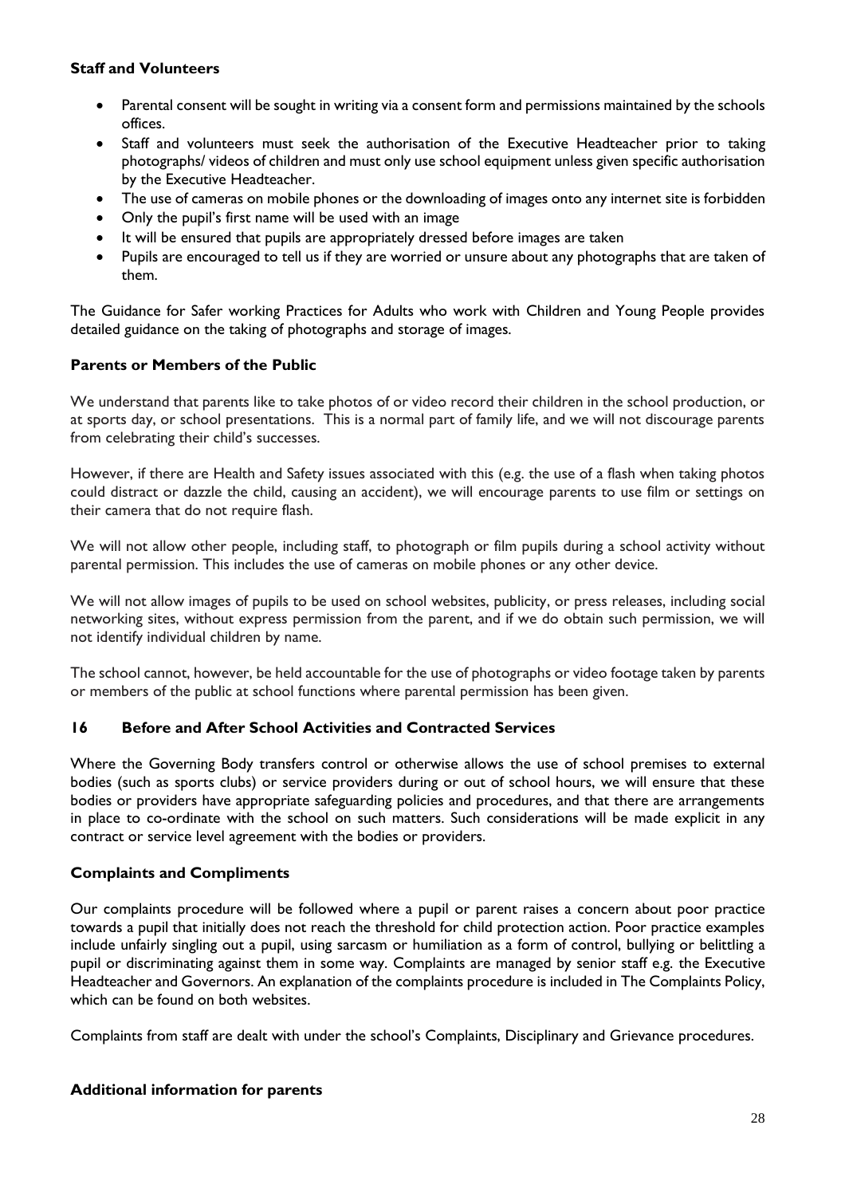**Staff and Volunteers**

- Parental consent will be sought in writing via a consent form and permissions maintained by the schools offices.
- Staff and volunteers must seek the authorisation of the Executive Headteacher prior to taking photographs/ videos of children and must only use school equipment unless given specific authorisation by the Executive Headteacher.
- The use of cameras on mobile phones or the downloading of images onto any internet site is forbidden
- Only the pupil's first name will be used with an image
- It will be ensured that pupils are appropriately dressed before images are taken
- Pupils are encouraged to tell us if they are worried or unsure about any photographs that are taken of them.

The Guidance for Safer working Practices for Adults who work with Children and Young People provides detailed guidance on the taking of photographs and storage of images.

**Parents or Members of the Public**

We understand that parents like to take photos of or video record their children in the school production, or at sports day, or school presentations. This is a normal part of family life, and we will not discourage parents from celebrating their child's successes.

However, if there are Health and Safety issues associated with this (e.g. the use of a flash when taking photos could distract or dazzle the child, causing an accident), we will encourage parents to use film or settings on their camera that do not require flash.

We will not allow other people, including staff, to photograph or film pupils during a school activity without parental permission. This includes the use of cameras on mobile phones or any other device.

We will not allow images of pupils to be used on school websites, publicity, or press releases, including social networking sites, without express permission from the parent, and if we do obtain such permission, we will not identify individual children by name.

The school cannot, however, be held accountable for the use of photographs or video footage taken by parents or members of the public at school functions where parental permission has been given.

## 16 Before and After School Activities and Contracted Services

Where the Governing Body transfers control or otherwise allows the use of school premises to external bodies (such as sports clubs) or service providers during or out of school hours, we will ensure that these bodies or providers have appropriate safeguarding policies and procedures, and that there are arrangements in place to co-ordinate with the school on such matters. Such considerations will be made explicit in any contract or service level agreement with the bodies or providers.

**Complaints and Compliments**

Our complaints procedure will be followed where a pupil or parent raises a concern about poor practice towards a pupil that initially does not reach the threshold for child protection action. Poor practice examples include unfairly singling out a pupil, using sarcasm or humiliation as a form of control, bullying or belittling a pupil or discriminating against them in some way. Complaints are managed by senior staff e.g. the Executive Headteacher and Governors. An explanation of the complaints procedure is included in The Complaints Policy, which can be found on both websites.

Complaints from staff are dealt with under the school's Complaints, Disciplinary and Grievance procedures.

**Additional information for parents**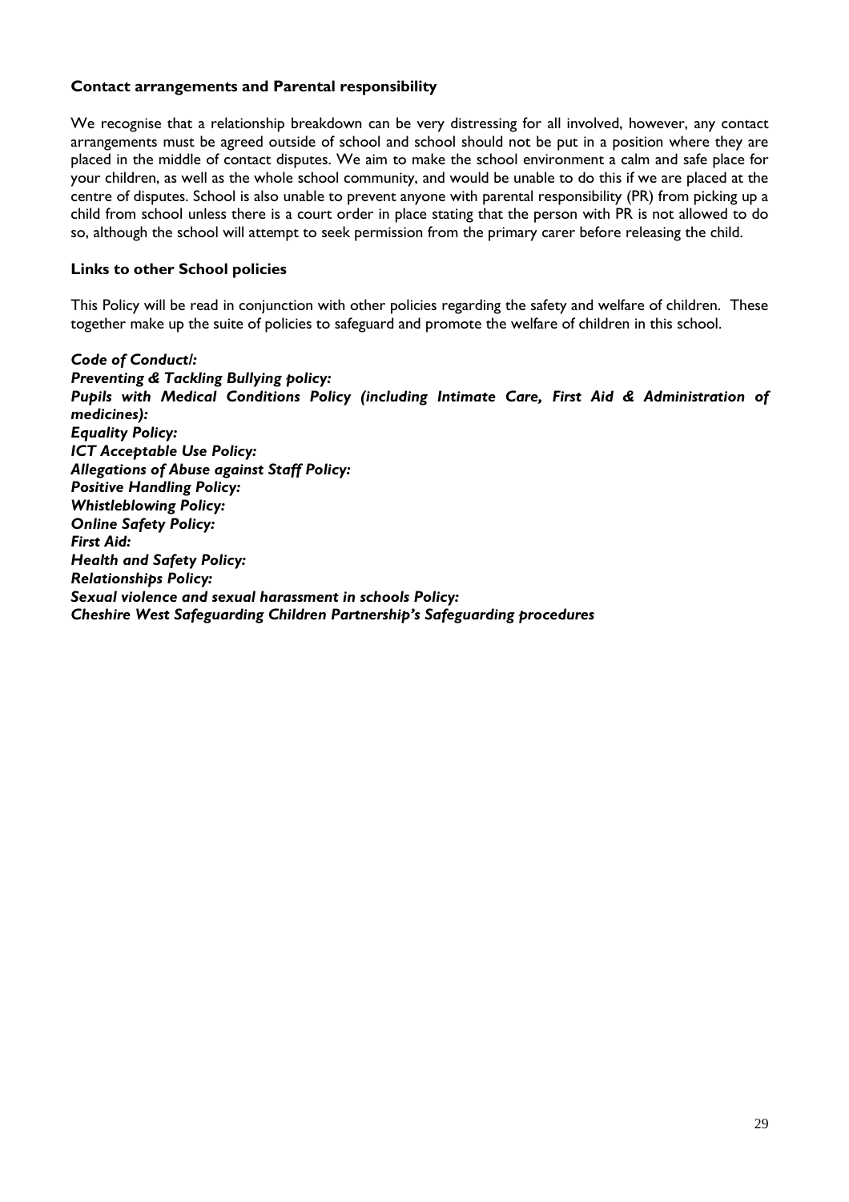### Contact arrangements and Parental responsibility

We recognise that a relationship breakdown can be very distressing for all involved, however, any contact arrangements must be agreed outside of school and school should not be put in a position where they are placed in the middle of contact disputes. We aim to make the school environment a calm and safe place for your children, as well as the whole school community, and would be unable to do this if we are placed at the centre of disputes. School is also unable to prevent anyone with parental responsibility (PR) from picking up a child from school unless there is a court order in place stating that the person with PR is not allowed to do so, although the school will attempt to seek permission from the primary carer before releasing the child.

### Links to other School policies

This Policy will be read in conjunction with other policies regarding the safety and welfare of children. These together make up the suite of policies to safeguard and promote the welfare of children in this school.

***Code of Conduct/:***  
***Preventing & Tackling Bullying policy:***  
***Pupils with Medical Conditions Policy (including Intimate Care, First Aid & Administration of medicines):***  
***Equality Policy:***  
***ICT Acceptable Use Policy:***  
***Allegations of Abuse against Staff Policy:***  
***Positive Handling Policy:***  
***Whistleblowing Policy:***  
***Online Safety Policy:***  
***First Aid:***  
***Health and Safety Policy:***  
***Relationships Policy:***  
***Sexual violence and sexual harassment in schools Policy:***  
***Cheshire West Safeguarding Children Partnership's Safeguarding procedures***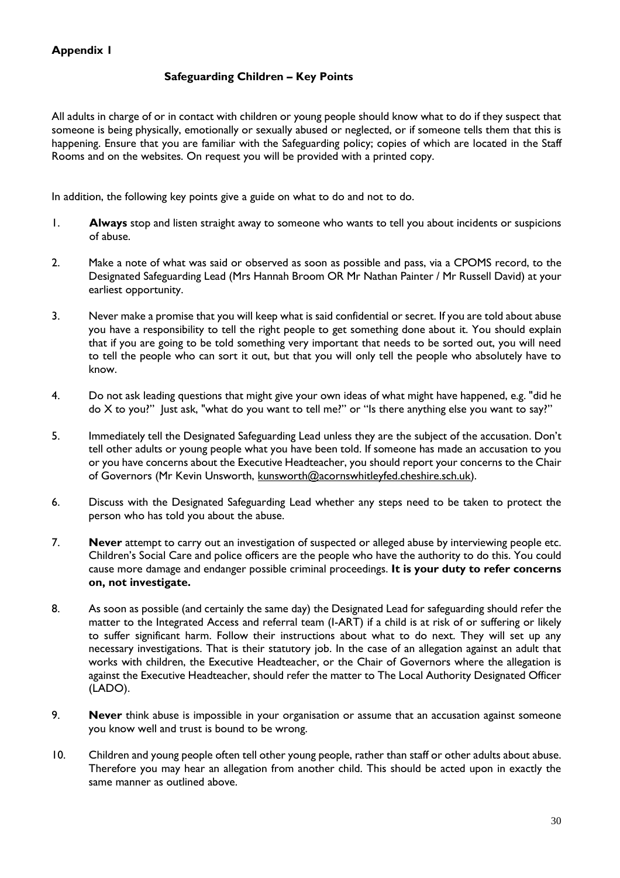**Appendix 1**

## Safeguarding Children – Key Points

All adults in charge of or in contact with children or young people should know what to do if they suspect that someone is being physically, emotionally or sexually abused or neglected, or if someone tells them that this is happening. Ensure that you are familiar with the Safeguarding policy; copies of which are located in the Staff Rooms and on the websites. On request you will be provided with a printed copy.

In addition, the following key points give a guide on what to do and not to do.

1. **Always** stop and listen straight away to someone who wants to tell you about incidents or suspicions of abuse.

2. Make a note of what was said or observed as soon as possible and pass, via a CPOMS record, to the Designated Safeguarding Lead (Mrs Hannah Broom OR Mr Nathan Painter / Mr Russell David) at your earliest opportunity.

3. Never make a promise that you will keep what is said confidential or secret. If you are told about abuse you have a responsibility to tell the right people to get something done about it. You should explain that if you are going to be told something very important that needs to be sorted out, you will need to tell the people who can sort it out, but that you will only tell the people who absolutely have to know.

4. Do not ask leading questions that might give your own ideas of what might have happened, e.g. "did he do X to you?" Just ask, "what do you want to tell me?" or "Is there anything else you want to say?"

5. Immediately tell the Designated Safeguarding Lead unless they are the subject of the accusation. Don't tell other adults or young people what you have been told. If someone has made an accusation to you or you have concerns about the Executive Headteacher, you should report your concerns to the Chair of Governors (Mr Kevin Unsworth, kunsworth@acornswhitleyfed.cheshire.sch.uk).

6. Discuss with the Designated Safeguarding Lead whether any steps need to be taken to protect the person who has told you about the abuse.

7. **Never** attempt to carry out an investigation of suspected or alleged abuse by interviewing people etc. Children's Social Care and police officers are the people who have the authority to do this. You could cause more damage and endanger possible criminal proceedings. **It is your duty to refer concerns on, not investigate.**

8. As soon as possible (and certainly the same day) the Designated Lead for safeguarding should refer the matter to the Integrated Access and referral team (I-ART) if a child is at risk of or suffering or likely to suffer significant harm. Follow their instructions about what to do next. They will set up any necessary investigations. That is their statutory job. In the case of an allegation against an adult that works with children, the Executive Headteacher, or the Chair of Governors where the allegation is against the Executive Headteacher, should refer the matter to The Local Authority Designated Officer (LADO).

9. **Never** think abuse is impossible in your organisation or assume that an accusation against someone you know well and trust is bound to be wrong.

10. Children and young people often tell other young people, rather than staff or other adults about abuse. Therefore you may hear an allegation from another child. This should be acted upon in exactly the same manner as outlined above.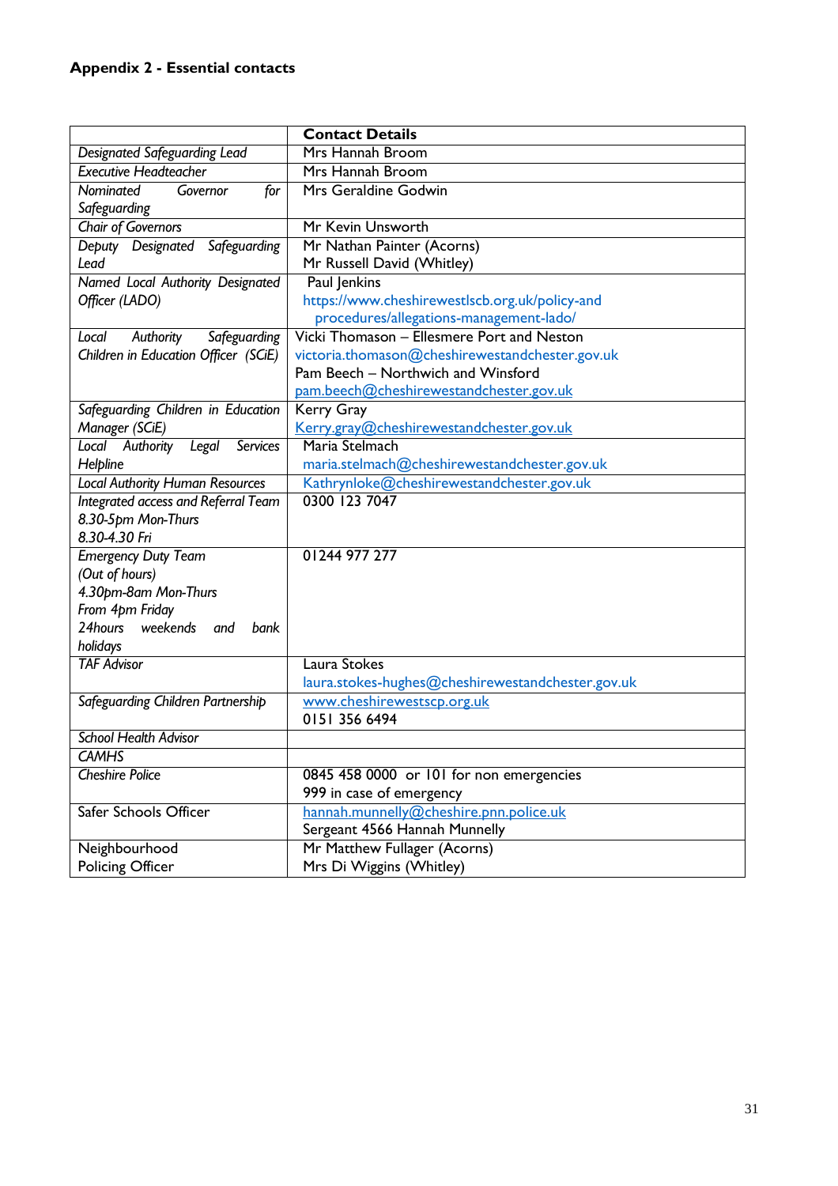**Appendix 2 - Essential contacts**

| | **Contact Details** |
|---|---|
| *Designated Safeguarding Lead* | Mrs Hannah Broom |
| *Executive Headteacher* | Mrs Hannah Broom |
| *Nominated Governor for Safeguarding* | Mrs Geraldine Godwin |
| *Chair of Governors* | Mr Kevin Unsworth |
| *Deputy Designated Safeguarding Lead* | Mr Nathan Painter (Acorns)<br>Mr Russell David (Whitley) |
| *Named Local Authority Designated Officer (LADO)* | Paul Jenkins<br>https://www.cheshirewestlscb.org.uk/policy-and procedures/allegations-management-lado/ |
| *Local Authority Safeguarding Children in Education Officer (SCiE)* | Vicki Thomason – Ellesmere Port and Neston<br>victoria.thomason@cheshirewestandchester.gov.uk<br>Pam Beech – Northwich and Winsford<br>pam.beech@cheshirewestandchester.gov.uk |
| *Safeguarding Children in Education Manager (SCiE)* | Kerry Gray<br>Kerry.gray@cheshirewestandchester.gov.uk |
| *Local Authority Legal Services Helpline* | Maria Stelmach<br>maria.stelmach@cheshirewestandchester.gov.uk |
| *Local Authority Human Resources* | Kathrynloke@cheshirewestandchester.gov.uk |
| *Integrated access and Referral Team*<br>*8.30-5pm Mon-Thurs*<br>*8.30-4.30 Fri* | 0300 123 7047 |
| *Emergency Duty Team*<br>*(Out of hours)*<br>*4.30pm-8am Mon-Thurs*<br>*From 4pm Friday*<br>*24hours weekends and bank holidays* | 01244 977 277 |
| *TAF Advisor* | Laura Stokes<br>laura.stokes-hughes@cheshirewestandchester.gov.uk |
| *Safeguarding Children Partnership* | www.cheshirewestscp.org.uk<br>0151 356 6494 |
| *School Health Advisor* | |
| *CAMHS* | |
| *Cheshire Police* | 0845 458 0000 or 101 for non emergencies<br>999 in case of emergency |
| Safer Schools Officer | hannah.munnelly@cheshire.pnn.police.uk<br>Sergeant 4566 Hannah Munnelly |
| Neighbourhood Policing Officer | Mr Matthew Fullager (Acorns)<br>Mrs Di Wiggins (Whitley) |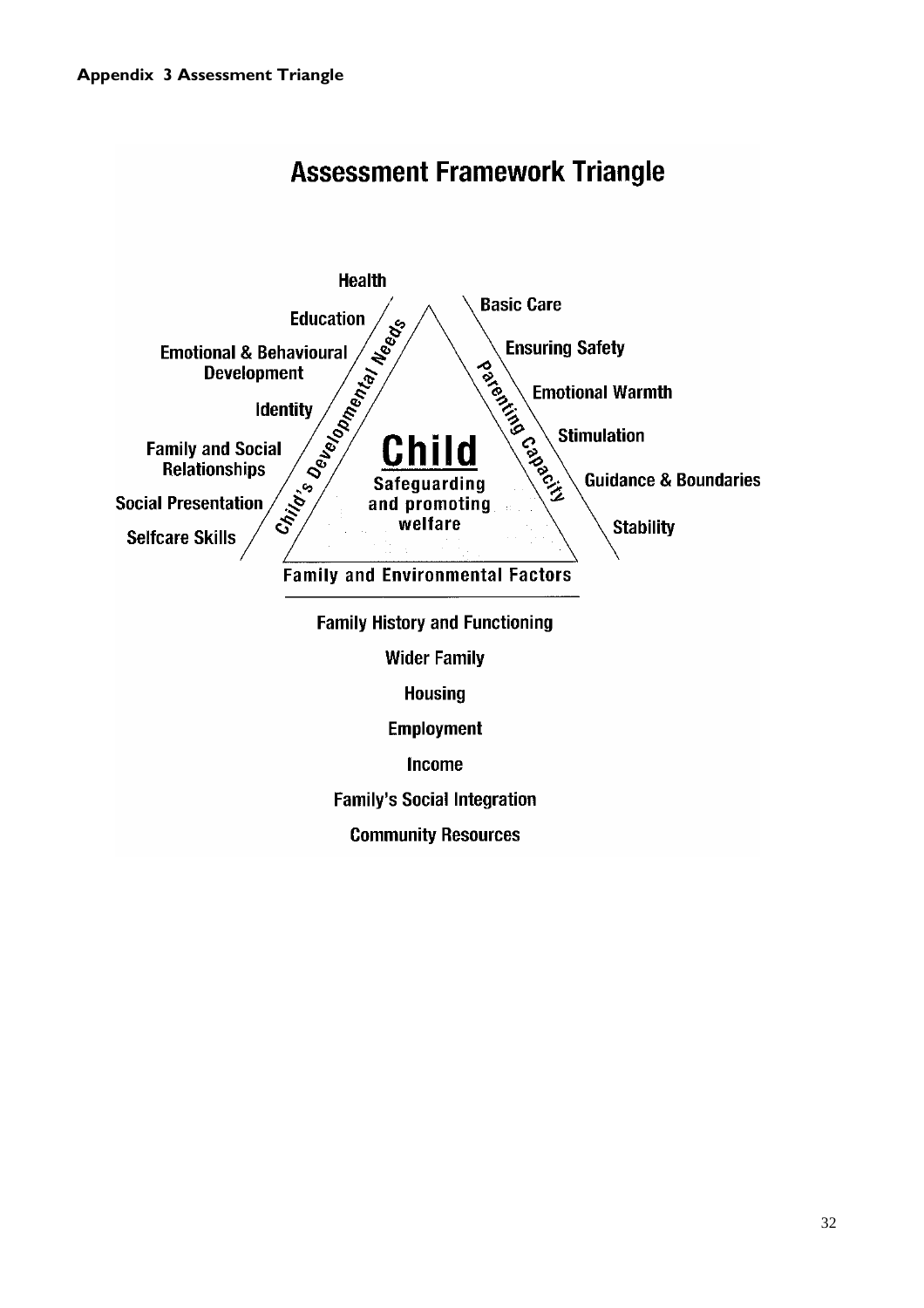**Appendix 3 Assessment Triangle**

## Assessment Framework Triangle

**Child**

Safeguarding and promoting welfare

**Child's Developmental Needs**

- Health
- Education
- Emotional & Behavioural Development
- Identity
- Family and Social Relationships
- Social Presentation
- Selfcare Skills

**Parenting Capacity**

- Basic Care
- Ensuring Safety
- Emotional Warmth
- Stimulation
- Guidance & Boundaries
- Stability

**Family and Environmental Factors**

- Family History and Functioning
- Wider Family
- Housing
- Employment
- Income
- Family's Social Integration
- Community Resources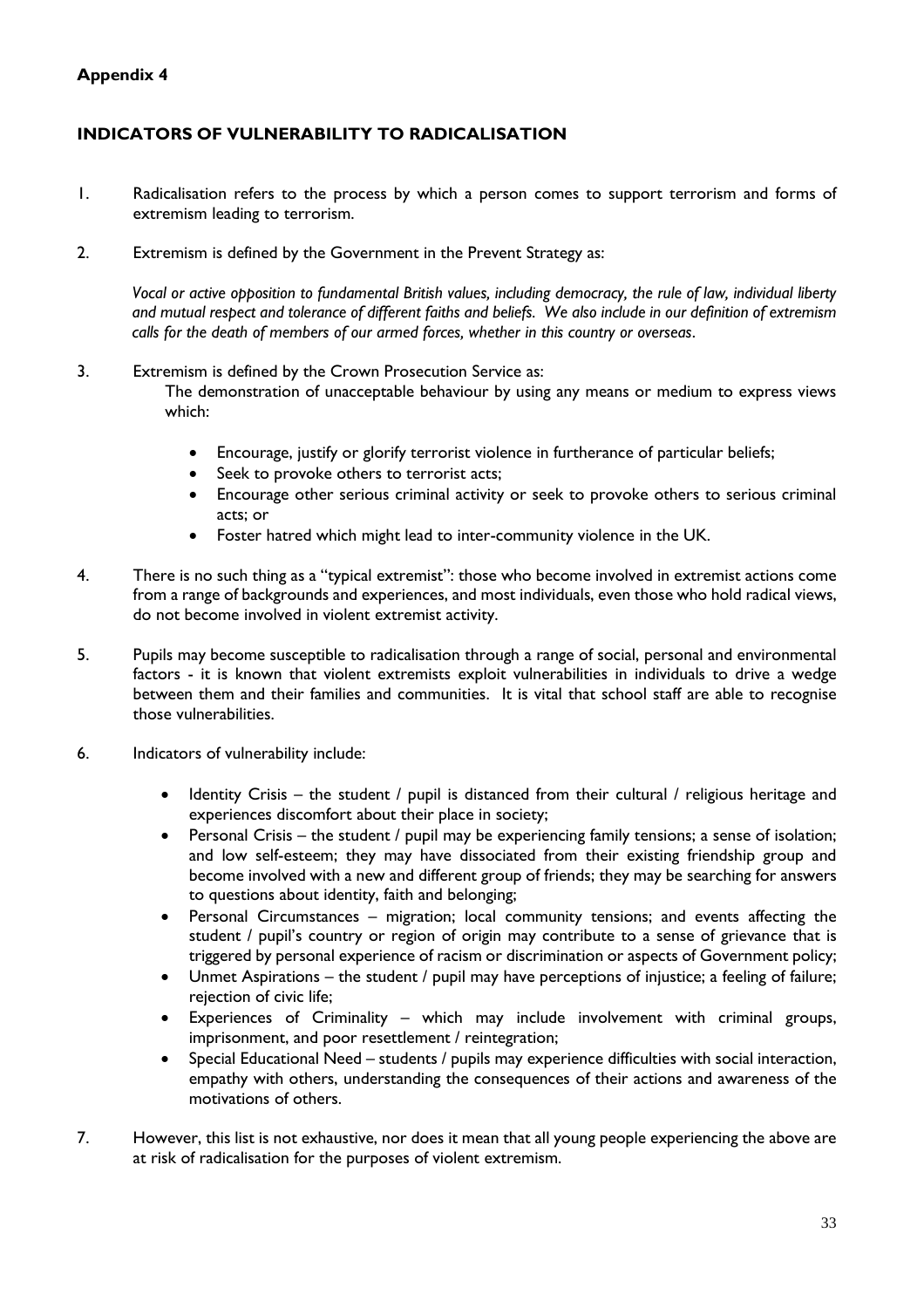**Appendix 4**

## INDICATORS OF VULNERABILITY TO RADICALISATION

1. Radicalisation refers to the process by which a person comes to support terrorism and forms of extremism leading to terrorism.

2. Extremism is defined by the Government in the Prevent Strategy as:

   *Vocal or active opposition to fundamental British values, including democracy, the rule of law, individual liberty and mutual respect and tolerance of different faiths and beliefs. We also include in our definition of extremism calls for the death of members of our armed forces, whether in this country or overseas.*

3. Extremism is defined by the Crown Prosecution Service as:

   The demonstration of unacceptable behaviour by using any means or medium to express views which:

   - Encourage, justify or glorify terrorist violence in furtherance of particular beliefs;
   - Seek to provoke others to terrorist acts;
   - Encourage other serious criminal activity or seek to provoke others to serious criminal acts; or
   - Foster hatred which might lead to inter-community violence in the UK.

4. There is no such thing as a "typical extremist": those who become involved in extremist actions come from a range of backgrounds and experiences, and most individuals, even those who hold radical views, do not become involved in violent extremist activity.

5. Pupils may become susceptible to radicalisation through a range of social, personal and environmental factors - it is known that violent extremists exploit vulnerabilities in individuals to drive a wedge between them and their families and communities. It is vital that school staff are able to recognise those vulnerabilities.

6. Indicators of vulnerability include:

   - Identity Crisis – the student / pupil is distanced from their cultural / religious heritage and experiences discomfort about their place in society;
   - Personal Crisis – the student / pupil may be experiencing family tensions; a sense of isolation; and low self-esteem; they may have dissociated from their existing friendship group and become involved with a new and different group of friends; they may be searching for answers to questions about identity, faith and belonging;
   - Personal Circumstances – migration; local community tensions; and events affecting the student / pupil's country or region of origin may contribute to a sense of grievance that is triggered by personal experience of racism or discrimination or aspects of Government policy;
   - Unmet Aspirations – the student / pupil may have perceptions of injustice; a feeling of failure; rejection of civic life;
   - Experiences of Criminality – which may include involvement with criminal groups, imprisonment, and poor resettlement / reintegration;
   - Special Educational Need – students / pupils may experience difficulties with social interaction, empathy with others, understanding the consequences of their actions and awareness of the motivations of others.

7. However, this list is not exhaustive, nor does it mean that all young people experiencing the above are at risk of radicalisation for the purposes of violent extremism.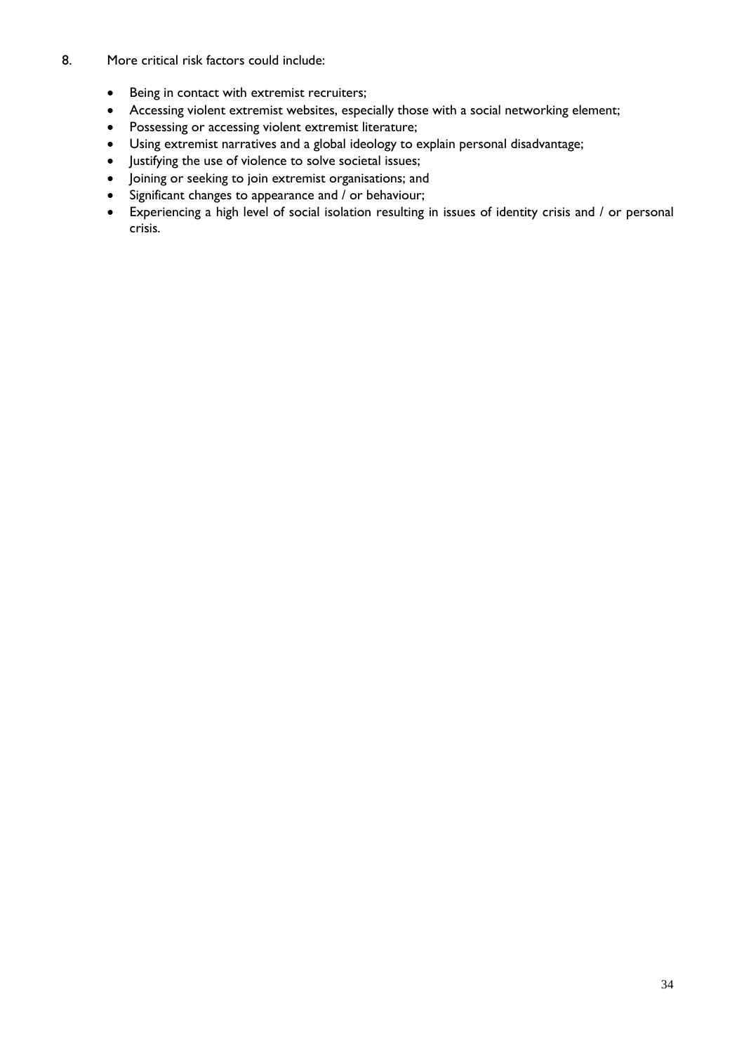8. More critical risk factors could include:

   - Being in contact with extremist recruiters;
   - Accessing violent extremist websites, especially those with a social networking element;
   - Possessing or accessing violent extremist literature;
   - Using extremist narratives and a global ideology to explain personal disadvantage;
   - Justifying the use of violence to solve societal issues;
   - Joining or seeking to join extremist organisations; and
   - Significant changes to appearance and / or behaviour;
   - Experiencing a high level of social isolation resulting in issues of identity crisis and / or personal crisis.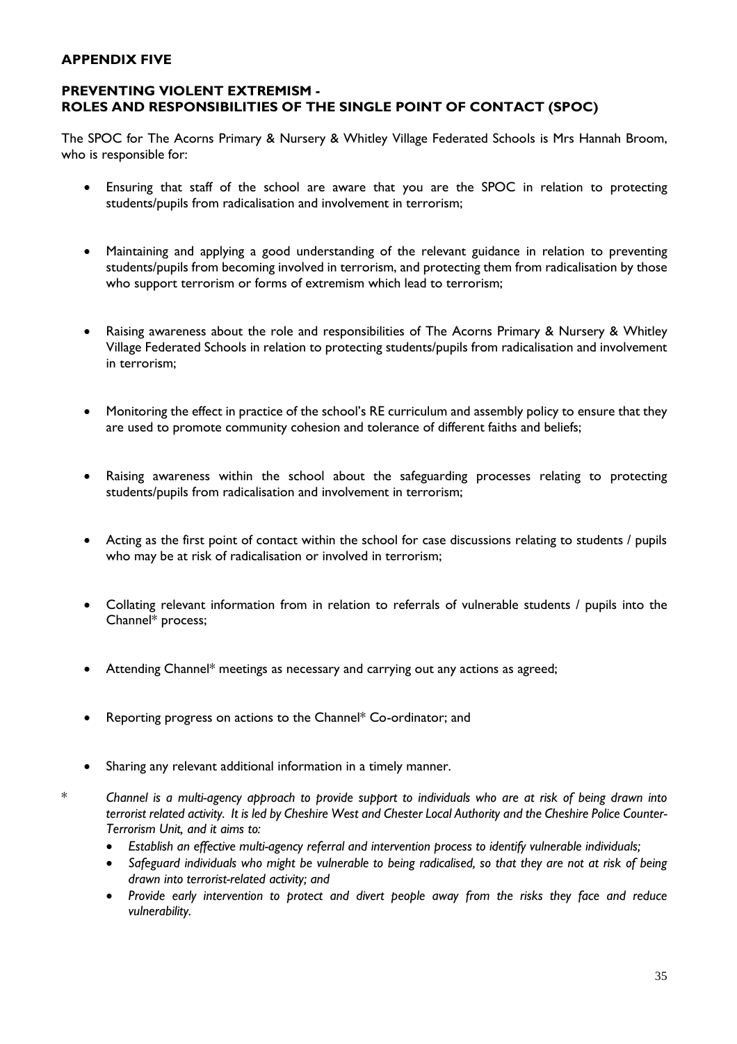**APPENDIX FIVE**

**PREVENTING VIOLENT EXTREMISM -**
**ROLES AND RESPONSIBILITIES OF THE SINGLE POINT OF CONTACT (SPOC)**

The SPOC for The Acorns Primary & Nursery & Whitley Village Federated Schools is Mrs Hannah Broom, who is responsible for:

- Ensuring that staff of the school are aware that you are the SPOC in relation to protecting students/pupils from radicalisation and involvement in terrorism;
- Maintaining and applying a good understanding of the relevant guidance in relation to preventing students/pupils from becoming involved in terrorism, and protecting them from radicalisation by those who support terrorism or forms of extremism which lead to terrorism;
- Raising awareness about the role and responsibilities of The Acorns Primary & Nursery & Whitley Village Federated Schools in relation to protecting students/pupils from radicalisation and involvement in terrorism;
- Monitoring the effect in practice of the school's RE curriculum and assembly policy to ensure that they are used to promote community cohesion and tolerance of different faiths and beliefs;
- Raising awareness within the school about the safeguarding processes relating to protecting students/pupils from radicalisation and involvement in terrorism;
- Acting as the first point of contact within the school for case discussions relating to students / pupils who may be at risk of radicalisation or involved in terrorism;
- Collating relevant information from in relation to referrals of vulnerable students / pupils into the Channel* process;
- Attending Channel* meetings as necessary and carrying out any actions as agreed;
- Reporting progress on actions to the Channel* Co-ordinator; and
- Sharing any relevant additional information in a timely manner.

\* *Channel is a multi-agency approach to provide support to individuals who are at risk of being drawn into terrorist related activity. It is led by Cheshire West and Chester Local Authority and the Cheshire Police Counter-Terrorism Unit, and it aims to:*

- *Establish an effective multi-agency referral and intervention process to identify vulnerable individuals;*
- *Safeguard individuals who might be vulnerable to being radicalised, so that they are not at risk of being drawn into terrorist-related activity; and*
- *Provide early intervention to protect and divert people away from the risks they face and reduce vulnerability.*